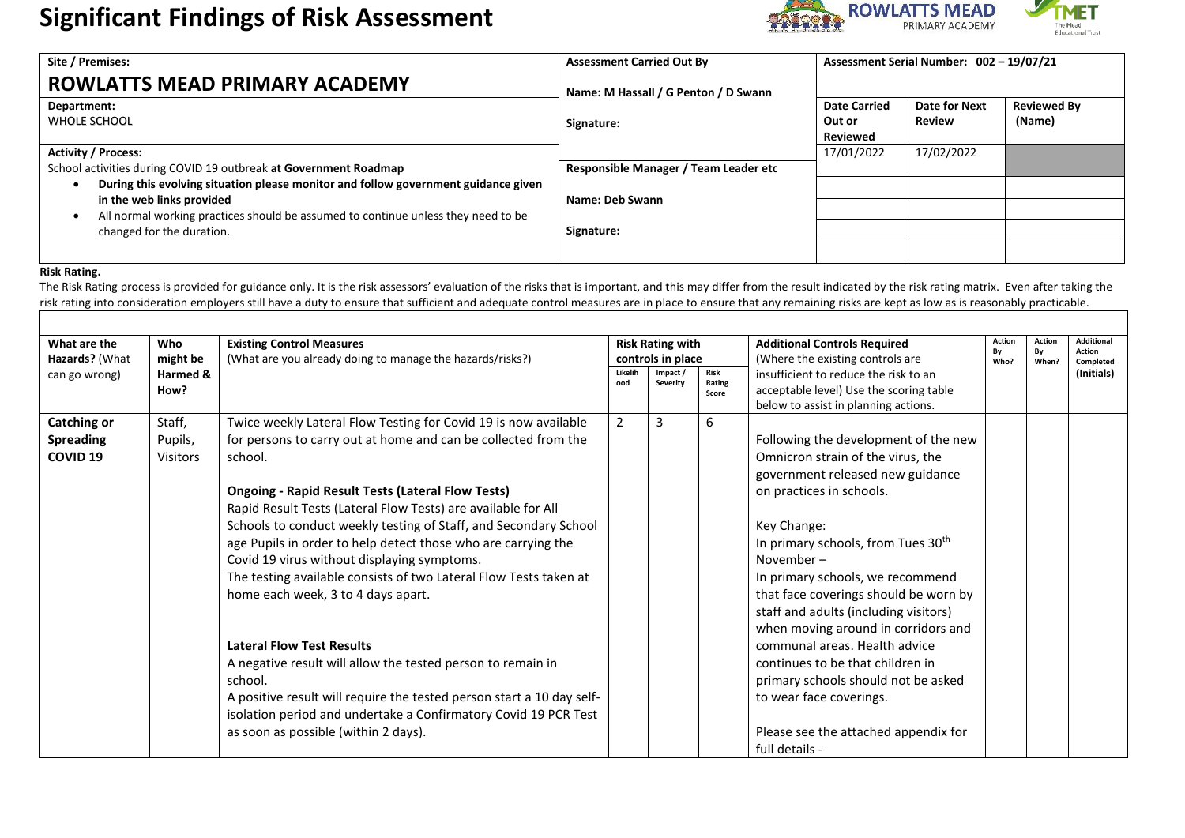# Significant Findings of Risk Assessment

| Site / Premises: **ROWLATTS MEAD PRIMARY ACADEMY** | Assessment Carried Out By Name: M Hassall / G Penton / D Swann | Assessment Serial Number: 002 – 19/07/21 | | |
|---|---|---|---|---|
| **Department:** WHOLE SCHOOL | **Signature:** | **Date Carried Out or Reviewed** | **Date for Next Review** | **Reviewed By (Name)** |
| **Activity / Process:** School activities during COVID 19 outbreak **at Government Roadmap** <br>• **During this evolving situation please monitor and follow government guidance given in the web links provided** <br>• All normal working practices should be assumed to continue unless they need to be changed for the duration. | **Responsible Manager / Team Leader etc** <br>**Name: Deb Swann** <br>**Signature:** | 17/01/2022 | 17/02/2022 | |
| | | | | |
| | | | | |
| | | | | |
| | | | | |

**Risk Rating.**

The Risk Rating process is provided for guidance only. It is the risk assessors' evaluation of the risks that is important, and this may differ from the result indicated by the risk rating matrix. Even after taking the risk rating into consideration employers still have a duty to ensure that sufficient and adequate control measures are in place to ensure that any remaining risks are kept as low as is reasonably practicable.

| What are the Hazards? (What can go wrong) | Who might be Harmed & How? | Existing Control Measures (What are you already doing to manage the hazards/risks?) | Risk Rating with controls in place | | | Additional Controls Required (Where the existing controls are insufficient to reduce the risk to an acceptable level) Use the scoring table below to assist in planning actions. | Action By Who? | Action By When? | Additional Action Completed (Initials) |
|---|---|---|---|---|---|---|---|---|---|
| | | | Likelihood | Impact / Severity | Risk Rating Score | | | | |
| **Catching or Spreading COVID 19** | Staff, Pupils, Visitors | Twice weekly Lateral Flow Testing for Covid 19 is now available for persons to carry out at home and can be collected from the school.<br><br>**Ongoing - Rapid Result Tests (Lateral Flow Tests)**<br>Rapid Result Tests (Lateral Flow Tests) are available for All Schools to conduct weekly testing of Staff, and Secondary School age Pupils in order to help detect those who are carrying the Covid 19 virus without displaying symptoms.<br>The testing available consists of two Lateral Flow Tests taken at home each week, 3 to 4 days apart.<br><br>**Lateral Flow Test Results**<br>A negative result will allow the tested person to remain in school.<br>A positive result will require the tested person start a 10 day self-isolation period and undertake a Confirmatory Covid 19 PCR Test as soon as possible (within 2 days). | 2 | 3 | 6 | Following the development of the new Omnicron strain of the virus, the government released new guidance on practices in schools.<br><br>Key Change:<br>In primary schools, from Tues 30th November –<br>In primary schools, we recommend that face coverings should be worn by staff and adults (including visitors) when moving around in corridors and communal areas. Health advice continues to be that children in primary schools should not be asked to wear face coverings.<br><br>Please see the attached appendix for full details - | | | |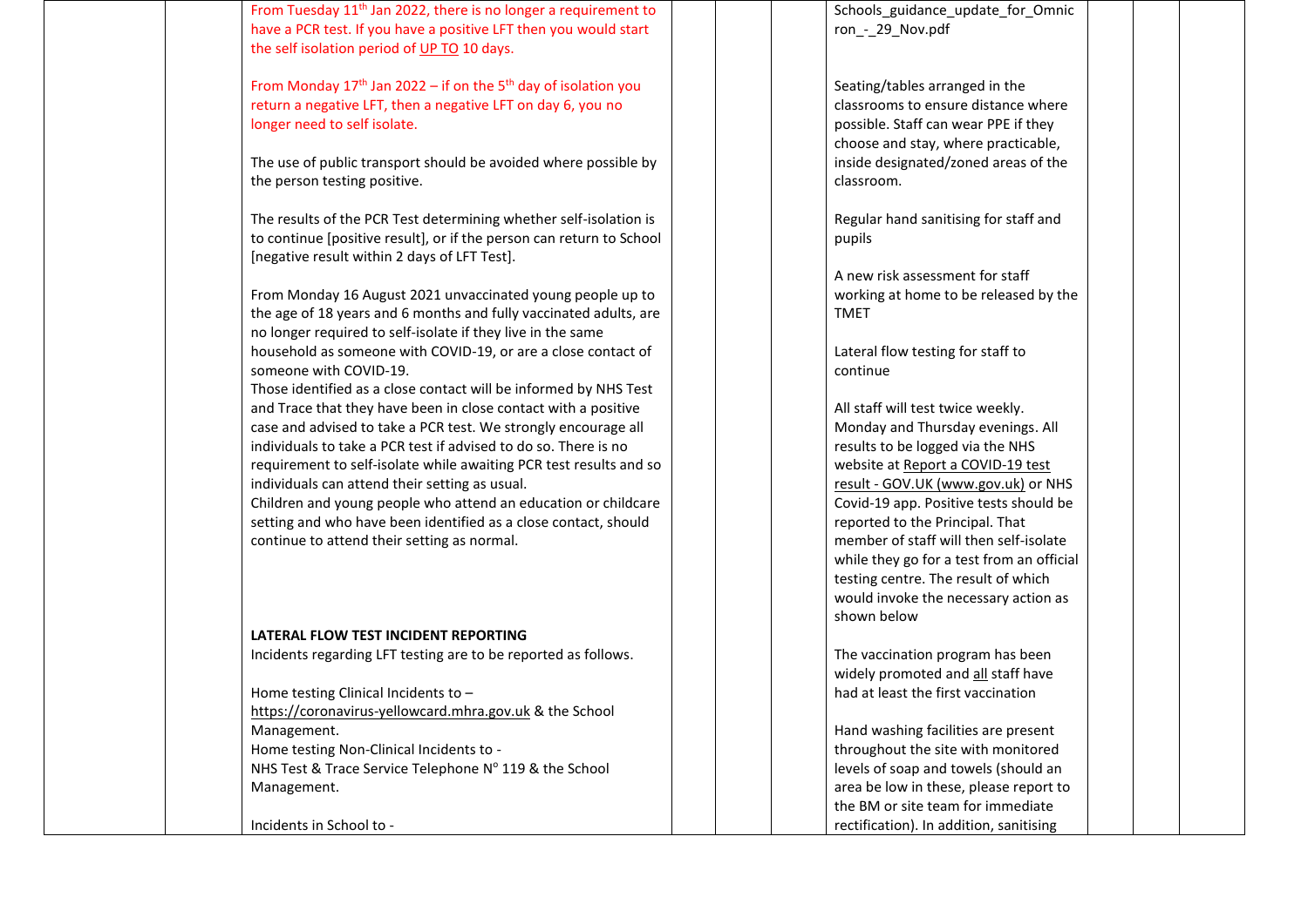| | | | | | | | | | |
|---|---|---|---|---|---|---|---|---|---|
| | | From Tuesday 11th Jan 2022, there is no longer a requirement to have a PCR test. If you have a positive LFT then you would start the self isolation period of UP TO 10 days.<br><br>From Monday 17th Jan 2022 – if on the 5th day of isolation you return a negative LFT, then a negative LFT on day 6, you no longer need to self isolate.<br><br>The use of public transport should be avoided where possible by the person testing positive.<br><br>The results of the PCR Test determining whether self-isolation is to continue [positive result], or if the person can return to School [negative result within 2 days of LFT Test].<br><br>From Monday 16 August 2021 unvaccinated young people up to the age of 18 years and 6 months and fully vaccinated adults, are no longer required to self-isolate if they live in the same household as someone with COVID-19, or are a close contact of someone with COVID-19.<br>Those identified as a close contact will be informed by NHS Test and Trace that they have been in close contact with a positive case and advised to take a PCR test. We strongly encourage all individuals to take a PCR test if advised to do so. There is no requirement to self-isolate while awaiting PCR test results and so individuals can attend their setting as usual.<br>Children and young people who attend an education or childcare setting and who have been identified as a close contact, should continue to attend their setting as normal.<br><br>**LATERAL FLOW TEST INCIDENT REPORTING**<br>Incidents regarding LFT testing are to be reported as follows.<br><br>Home testing Clinical Incidents to – https://coronavirus-yellowcard.mhra.gov.uk & the School Management.<br>Home testing Non-Clinical Incidents to - NHS Test & Trace Service Telephone Nº 119 & the School Management.<br><br>Incidents in School to - | | | | Schools_guidance_update_for_Omicron_-_29_Nov.pdf<br><br>Seating/tables arranged in the classrooms to ensure distance where possible. Staff can wear PPE if they choose and stay, where practicable, inside designated/zoned areas of the classroom.<br><br>Regular hand sanitising for staff and pupils<br><br>A new risk assessment for staff working at home to be released by the TMET<br><br>Lateral flow testing for staff to continue<br><br>All staff will test twice weekly. Monday and Thursday evenings. All results to be logged via the NHS website at Report a COVID-19 test result - GOV.UK (www.gov.uk) or NHS Covid-19 app. Positive tests should be reported to the Principal. That member of staff will then self-isolate while they go for a test from an official testing centre. The result of which would invoke the necessary action as shown below<br><br>The vaccination program has been widely promoted and all staff have had at least the first vaccination<br><br>Hand washing facilities are present throughout the site with monitored levels of soap and towels (should an area be low in these, please report to the BM or site team for immediate rectification). In addition, sanitising | | | |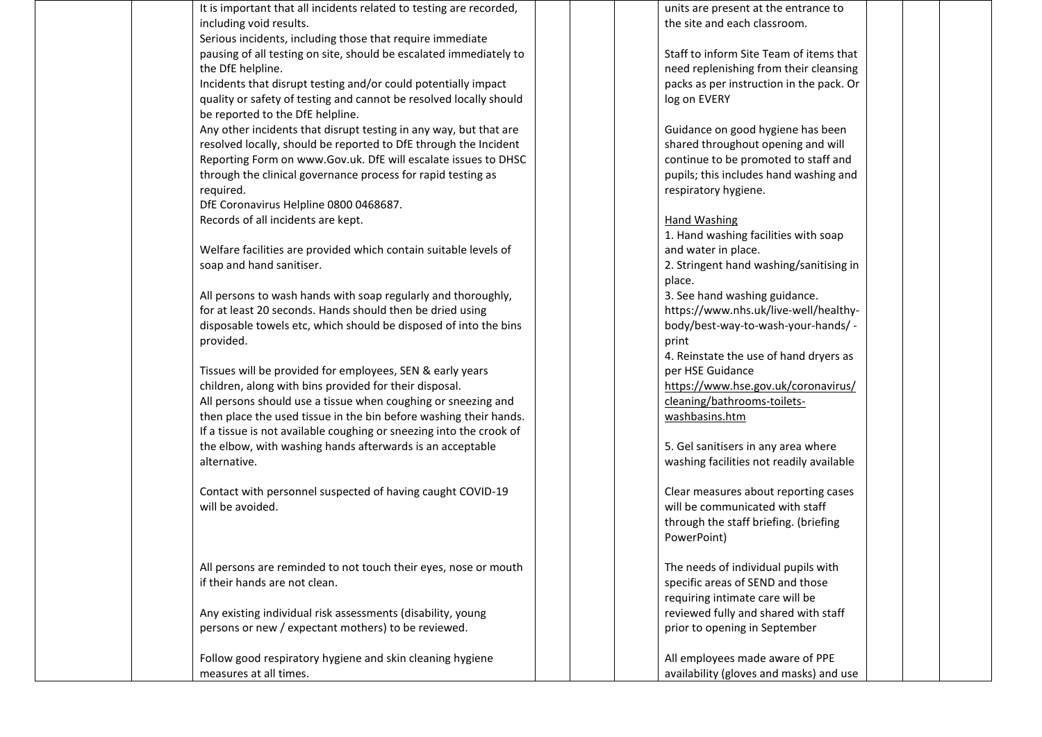|  |  | It is important that all incidents related to testing are recorded, including void results.<br>Serious incidents, including those that require immediate pausing of all testing on site, should be escalated immediately to the DfE helpline.<br>Incidents that disrupt testing and/or could potentially impact quality or safety of testing and cannot be resolved locally should be reported to the DfE helpline.<br>Any other incidents that disrupt testing in any way, but that are resolved locally, should be reported to DfE through the Incident Reporting Form on www.Gov.uk. DfE will escalate issues to DHSC through the clinical governance process for rapid testing as required.<br>DfE Coronavirus Helpline 0800 0468687.<br>Records of all incidents are kept.<br><br>Welfare facilities are provided which contain suitable levels of soap and hand sanitiser.<br><br>All persons to wash hands with soap regularly and thoroughly, for at least 20 seconds. Hands should then be dried using disposable towels etc, which should be disposed of into the bins provided.<br><br>Tissues will be provided for employees, SEN & early years children, along with bins provided for their disposal.<br>All persons should use a tissue when coughing or sneezing and then place the used tissue in the bin before washing their hands. If a tissue is not available coughing or sneezing into the crook of the elbow, with washing hands afterwards is an acceptable alternative.<br><br>Contact with personnel suspected of having caught COVID-19 will be avoided.<br><br>All persons are reminded to not touch their eyes, nose or mouth if their hands are not clean.<br><br>Any existing individual risk assessments (disability, young persons or new / expectant mothers) to be reviewed.<br><br>Follow good respiratory hygiene and skin cleaning hygiene measures at all times. |  |  |  | units are present at the entrance to the site and each classroom.<br><br>Staff to inform Site Team of items that need replenishing from their cleansing packs as per instruction in the pack. Or log on EVERY<br><br>Guidance on good hygiene has been shared throughout opening and will continue to be promoted to staff and pupils; this includes hand washing and respiratory hygiene.<br><br>Hand Washing<br>1. Hand washing facilities with soap and water in place.<br>2. Stringent hand washing/sanitising in place.<br>3. See hand washing guidance. https://www.nhs.uk/live-well/healthy-body/best-way-to-wash-your-hands/ - print<br>4. Reinstate the use of hand dryers as per HSE Guidance https://www.hse.gov.uk/coronavirus/cleaning/bathrooms-toilets-washbasins.htm<br><br>5. Gel sanitisers in any area where washing facilities not readily available<br><br>Clear measures about reporting cases will be communicated with staff through the staff briefing. (briefing PowerPoint)<br><br>The needs of individual pupils with specific areas of SEND and those requiring intimate care will be reviewed fully and shared with staff prior to opening in September<br><br>All employees made aware of PPE availability (gloves and masks) and use |  |  |  |
|---|---|---|---|---|---|---|---|---|---|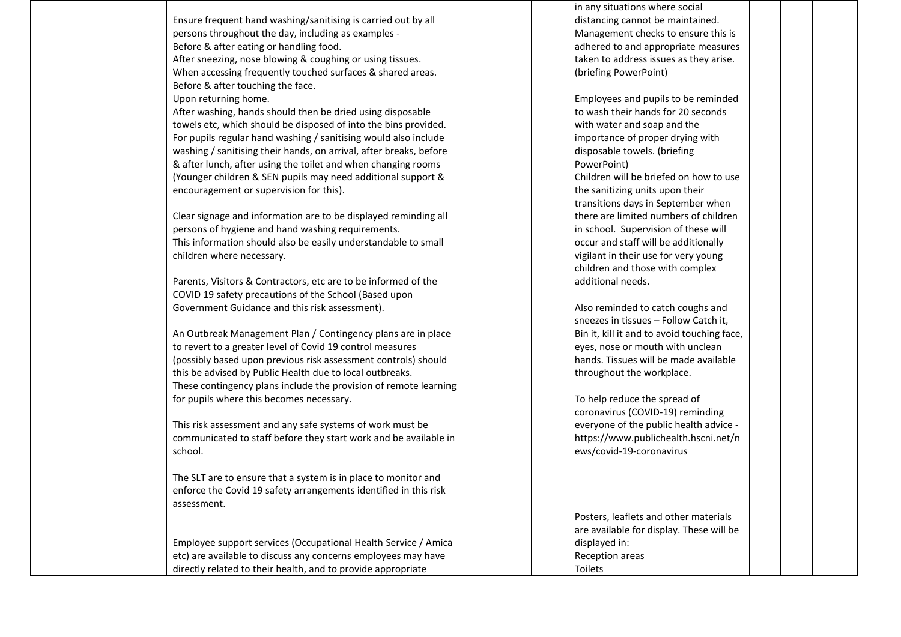| | | | | | | | | | |
|---|---|---|---|---|---|---|---|---|---|
| | | Ensure frequent hand washing/sanitising is carried out by all persons throughout the day, including as examples -<br>Before & after eating or handling food.<br>After sneezing, nose blowing & coughing or using tissues.<br>When accessing frequently touched surfaces & shared areas.<br>Before & after touching the face.<br>Upon returning home.<br>After washing, hands should then be dried using disposable towels etc, which should be disposed of into the bins provided.<br>For pupils regular hand washing / sanitising would also include washing / sanitising their hands, on arrival, after breaks, before & after lunch, after using the toilet and when changing rooms (Younger children & SEN pupils may need additional support & encouragement or supervision for this).<br><br>Clear signage and information are to be displayed reminding all persons of hygiene and hand washing requirements.<br>This information should also be easily understandable to small children where necessary.<br><br>Parents, Visitors & Contractors, etc are to be informed of the COVID 19 safety precautions of the School (Based upon Government Guidance and this risk assessment).<br><br>An Outbreak Management Plan / Contingency plans are in place to revert to a greater level of Covid 19 control measures (possibly based upon previous risk assessment controls) should this be advised by Public Health due to local outbreaks.<br>These contingency plans include the provision of remote learning for pupils where this becomes necessary.<br><br>This risk assessment and any safe systems of work must be communicated to staff before they start work and be available in school.<br><br>The SLT are to ensure that a system is in place to monitor and enforce the Covid 19 safety arrangements identified in this risk assessment.<br><br>Employee support services (Occupational Health Service / Amica etc) are available to discuss any concerns employees may have directly related to their health, and to provide appropriate | | | | in any situations where social distancing cannot be maintained. Management checks to ensure this is adhered to and appropriate measures taken to address issues as they arise. (briefing PowerPoint)<br><br>Employees and pupils to be reminded to wash their hands for 20 seconds with water and soap and the importance of proper drying with disposable towels. (briefing PowerPoint)<br>Children will be briefed on how to use the sanitizing units upon their transitions days in September when there are limited numbers of children in school. Supervision of these will occur and staff will be additionally vigilant in their use for very young children and those with complex additional needs.<br><br>Also reminded to catch coughs and sneezes in tissues – Follow Catch it, Bin it, kill it and to avoid touching face, eyes, nose or mouth with unclean hands. Tissues will be made available throughout the workplace.<br><br>To help reduce the spread of coronavirus (COVID-19) reminding everyone of the public health advice - https://www.publichealth.hscni.net/news/covid-19-coronavirus<br><br>Posters, leaflets and other materials are available for display. These will be displayed in:<br>Reception areas<br>Toilets | | | |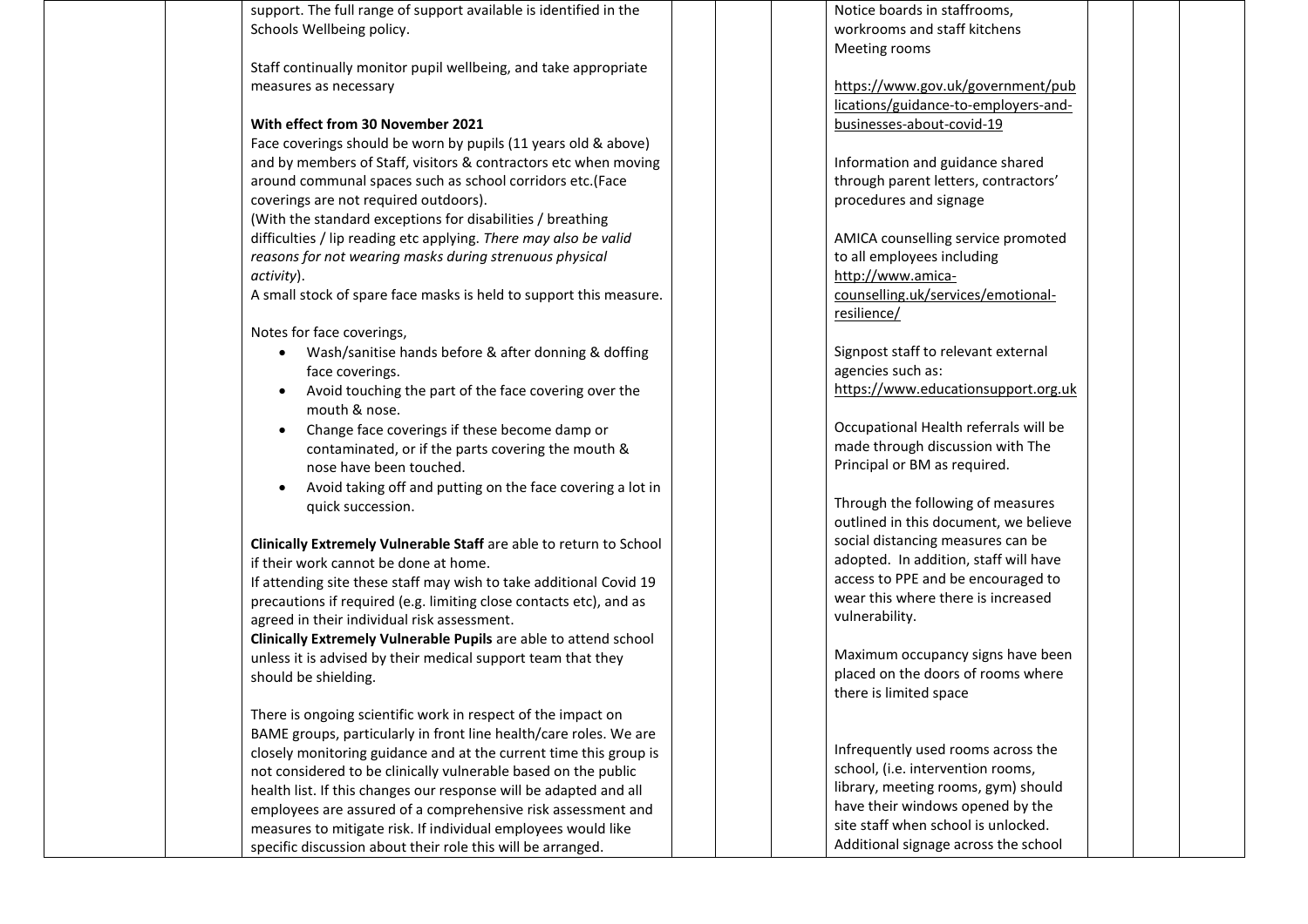| | | | | | | | | |
|---|---|---|---|---|---|---|---|---|
| | | support. The full range of support available is identified in the Schools Wellbeing policy.<br><br>Staff continually monitor pupil wellbeing, and take appropriate measures as necessary<br><br>**With effect from 30 November 2021**<br>Face coverings should be worn by pupils (11 years old & above) and by members of Staff, visitors & contractors etc when moving around communal spaces such as school corridors etc.(Face coverings are not required outdoors).<br>(With the standard exceptions for disabilities / breathing difficulties / lip reading etc applying. *There may also be valid reasons for not wearing masks during strenuous physical activity*).<br>A small stock of spare face masks is held to support this measure.<br><br>Notes for face coverings,<br>• Wash/sanitise hands before & after donning & doffing face coverings.<br>• Avoid touching the part of the face covering over the mouth & nose.<br>• Change face coverings if these become damp or contaminated, or if the parts covering the mouth & nose have been touched.<br>• Avoid taking off and putting on the face covering a lot in quick succession.<br><br>**Clinically Extremely Vulnerable Staff** are able to return to School if their work cannot be done at home.<br>If attending site these staff may wish to take additional Covid 19 precautions if required (e.g. limiting close contacts etc), and as agreed in their individual risk assessment.<br>**Clinically Extremely Vulnerable Pupils** are able to attend school unless it is advised by their medical support team that they should be shielding.<br><br>There is ongoing scientific work in respect of the impact on BAME groups, particularly in front line health/care roles. We are closely monitoring guidance and at the current time this group is not considered to be clinically vulnerable based on the public health list. If this changes our response will be adapted and all employees are assured of a comprehensive risk assessment and measures to mitigate risk. If individual employees would like specific discussion about their role this will be arranged. | | | Notice boards in staffrooms, workrooms and staff kitchens<br>Meeting rooms<br><br>https://www.gov.uk/government/publications/guidance-to-employers-and-businesses-about-covid-19<br><br>Information and guidance shared through parent letters, contractors' procedures and signage<br><br>AMICA counselling service promoted to all employees including http://www.amica-counselling.uk/services/emotional-resilience/<br><br>Signpost staff to relevant external agencies such as: https://www.educationsupport.org.uk<br><br>Occupational Health referrals will be made through discussion with The Principal or BM as required.<br><br>Through the following of measures outlined in this document, we believe social distancing measures can be adopted. In addition, staff will have access to PPE and be encouraged to wear this where there is increased vulnerability.<br><br>Maximum occupancy signs have been placed on the doors of rooms where there is limited space<br><br>Infrequently used rooms across the school, (i.e. intervention rooms, library, meeting rooms, gym) should have their windows opened by the site staff when school is unlocked.<br>Additional signage across the school | | | |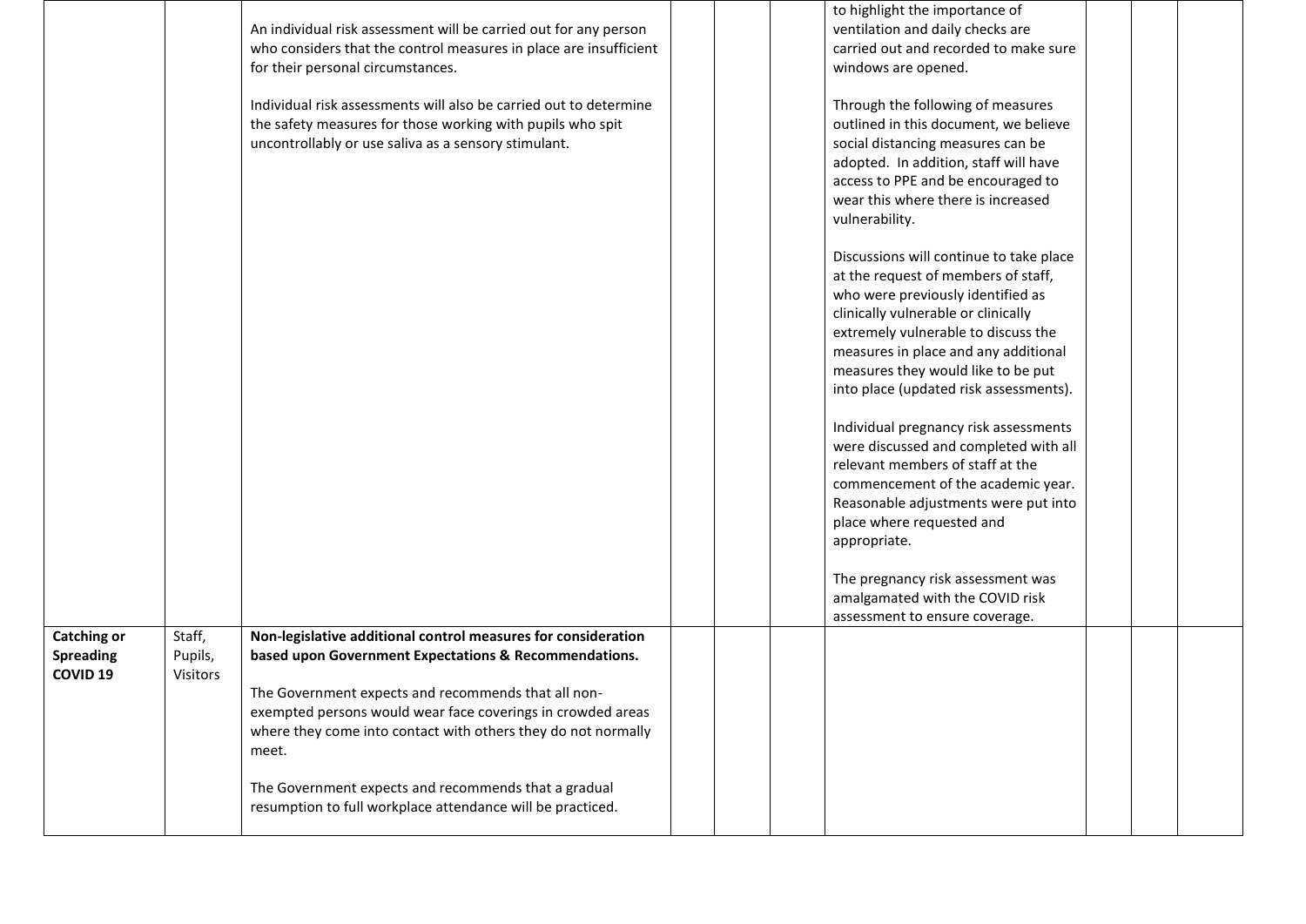|  |  |  |  |  |  |  |  |  |  |
|---|---|---|---|---|---|---|---|---|---|
|  |  | An individual risk assessment will be carried out for any person who considers that the control measures in place are insufficient for their personal circumstances.<br><br>Individual risk assessments will also be carried out to determine the safety measures for those working with pupils who spit uncontrollably or use saliva as a sensory stimulant. |  |  |  | to highlight the importance of ventilation and daily checks are carried out and recorded to make sure windows are opened.<br><br>Through the following of measures outlined in this document, we believe social distancing measures can be adopted. In addition, staff will have access to PPE and be encouraged to wear this where there is increased vulnerability.<br><br>Discussions will continue to take place at the request of members of staff, who were previously identified as clinically vulnerable or clinically extremely vulnerable to discuss the measures in place and any additional measures they would like to be put into place (updated risk assessments).<br><br>Individual pregnancy risk assessments were discussed and completed with all relevant members of staff at the commencement of the academic year. Reasonable adjustments were put into place where requested and appropriate.<br><br>The pregnancy risk assessment was amalgamated with the COVID risk assessment to ensure coverage. |  |  |  |
| **Catching or Spreading COVID 19** | Staff, Pupils, Visitors | **Non-legislative additional control measures for consideration based upon Government Expectations & Recommendations.**<br><br>The Government expects and recommends that all non-exempted persons would wear face coverings in crowded areas where they come into contact with others they do not normally meet.<br><br>The Government expects and recommends that a gradual resumption to full workplace attendance will be practiced. |  |  |  |  |  |  |  |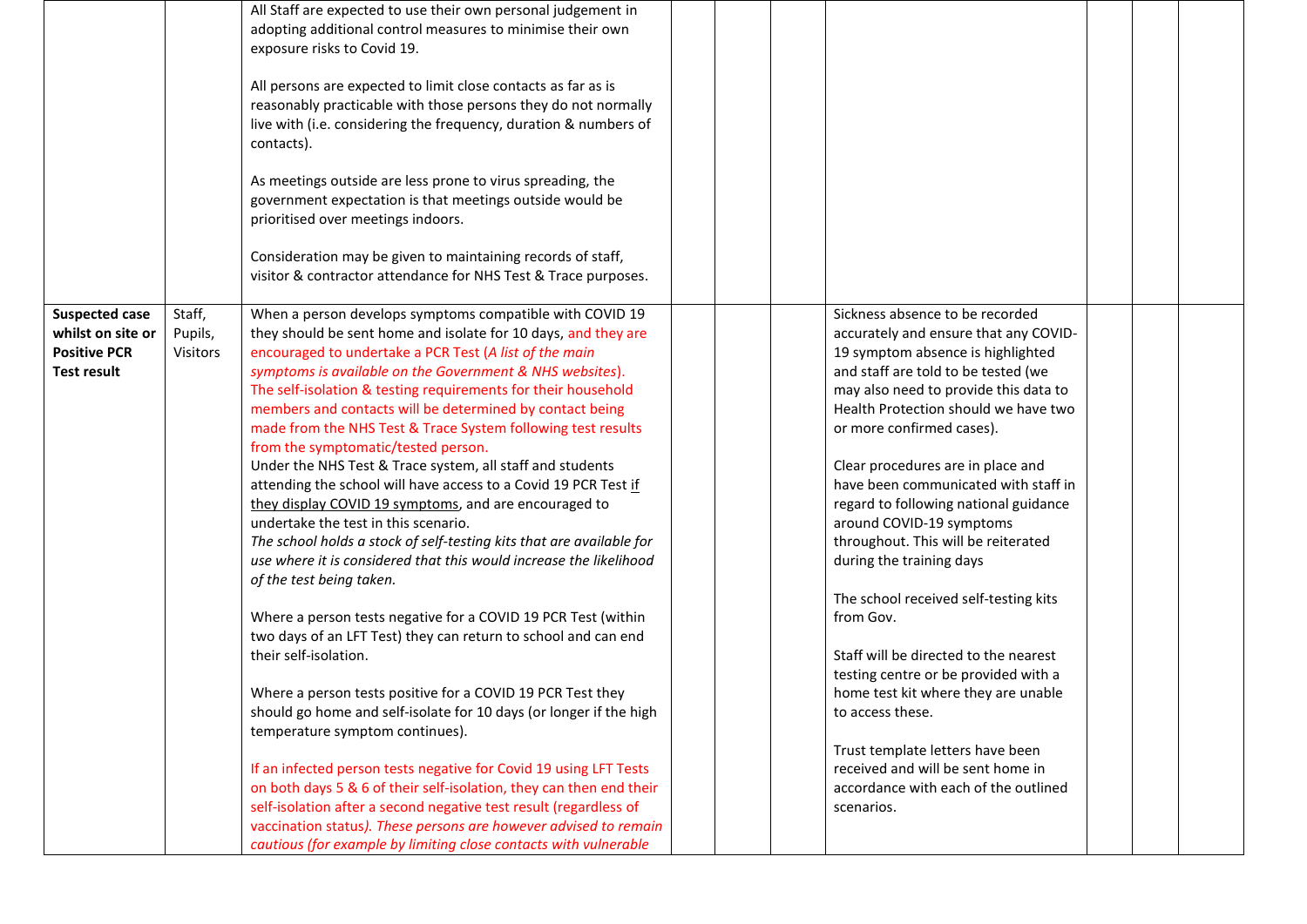| | | | | | | | | |
|---|---|---|---|---|---|---|---|---|
| | | All Staff are expected to use their own personal judgement in adopting additional control measures to minimise their own exposure risks to Covid 19.<br><br>All persons are expected to limit close contacts as far as is reasonably practicable with those persons they do not normally live with (i.e. considering the frequency, duration & numbers of contacts).<br><br>As meetings outside are less prone to virus spreading, the government expectation is that meetings outside would be prioritised over meetings indoors.<br><br>Consideration may be given to maintaining records of staff, visitor & contractor attendance for NHS Test & Trace purposes. | | | | | | |
| **Suspected case whilst on site or Positive PCR Test result** | Staff, Pupils, Visitors | When a person develops symptoms compatible with COVID 19 they should be sent home and isolate for 10 days, and they are encouraged to undertake a PCR Test (*A list of the main symptoms is available on the Government & NHS websites*). The self-isolation & testing requirements for their household members and contacts will be determined by contact being made from the NHS Test & Trace System following test results from the symptomatic/tested person.<br>Under the NHS Test & Trace system, all staff and students attending the school will have access to a Covid 19 PCR Test <u>if they display COVID 19 symptoms</u>, and are encouraged to undertake the test in this scenario.<br>*The school holds a stock of self-testing kits that are available for use where it is considered that this would increase the likelihood of the test being taken.*<br><br>Where a person tests negative for a COVID 19 PCR Test (within two days of an LFT Test) they can return to school and can end their self-isolation.<br><br>Where a person tests positive for a COVID 19 PCR Test they should go home and self-isolate for 10 days (or longer if the high temperature symptom continues).<br><br>If an infected person tests negative for Covid 19 using LFT Tests on both days 5 & 6 of their self-isolation, they can then end their self-isolation after a second negative test result (regardless of vaccination status*). These persons are however advised to remain cautious (for example by limiting close contacts with vulnerable* | | | Sickness absence to be recorded accurately and ensure that any COVID-19 symptom absence is highlighted and staff are told to be tested (we may also need to provide this data to Health Protection should we have two or more confirmed cases).<br><br>Clear procedures are in place and have been communicated with staff in regard to following national guidance around COVID-19 symptoms throughout. This will be reiterated during the training days<br><br>The school received self-testing kits from Gov.<br><br>Staff will be directed to the nearest testing centre or be provided with a home test kit where they are unable to access these.<br><br>Trust template letters have been received and will be sent home in accordance with each of the outlined scenarios. | | | |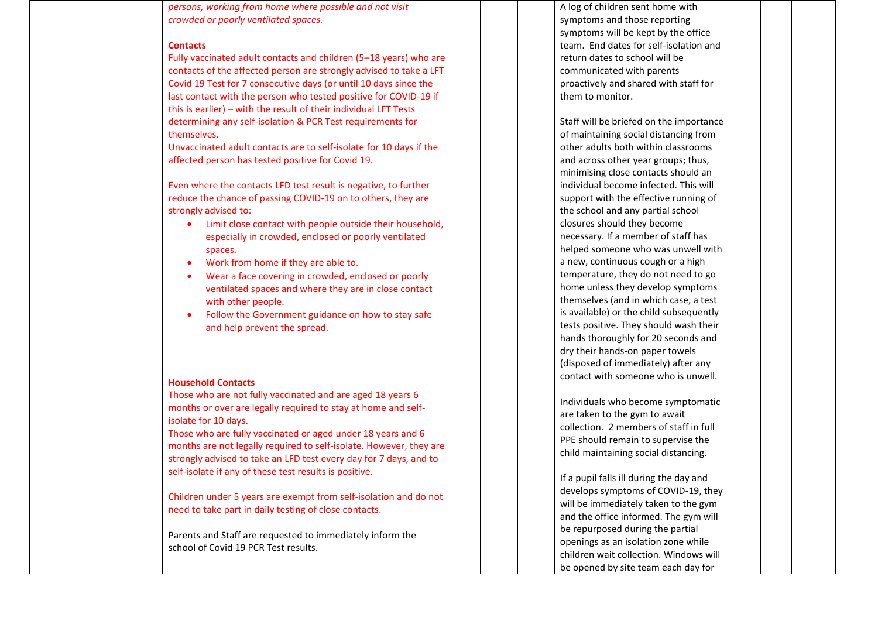| | | | | | | | | | |
|---|---|---|---|---|---|---|---|---|---|
| | | *persons, working from home where possible and not visit crowded or poorly ventilated spaces.*<br><br>**Contacts**<br>Fully vaccinated adult contacts and children (5–18 years) who are contacts of the affected person are strongly advised to take a LFT Covid 19 Test for 7 consecutive days (or until 10 days since the last contact with the person who tested positive for COVID-19 if this is earlier) – with the result of their individual LFT Tests determining any self-isolation & PCR Test requirements for themselves.<br>Unvaccinated adult contacts are to self-isolate for 10 days if the affected person has tested positive for Covid 19.<br><br>Even where the contacts LFD test result is negative, to further reduce the chance of passing COVID-19 on to others, they are strongly advised to:<br>• Limit close contact with people outside their household, especially in crowded, enclosed or poorly ventilated spaces.<br>• Work from home if they are able to.<br>• Wear a face covering in crowded, enclosed or poorly ventilated spaces and where they are in close contact with other people.<br>• Follow the Government guidance on how to stay safe and help prevent the spread.<br><br>**Household Contacts**<br>Those who are not fully vaccinated and are aged 18 years 6 months or over are legally required to stay at home and self-isolate for 10 days.<br>Those who are fully vaccinated or aged under 18 years and 6 months are not legally required to self-isolate. However, they are strongly advised to take an LFD test every day for 7 days, and to self-isolate if any of these test results is positive.<br><br>Children under 5 years are exempt from self-isolation and do not need to take part in daily testing of close contacts.<br><br>Parents and Staff are requested to immediately inform the school of Covid 19 PCR Test results. | | | | A log of children sent home with symptoms and those reporting symptoms will be kept by the office team. End dates for self-isolation and return dates to school will be communicated with parents proactively and shared with staff for them to monitor.<br><br>Staff will be briefed on the importance of maintaining social distancing from other adults both within classrooms and across other year groups; thus, minimising close contacts should an individual become infected. This will support with the effective running of the school and any partial school closures should they become necessary. If a member of staff has helped someone who was unwell with a new, continuous cough or a high temperature, they do not need to go home unless they develop symptoms themselves (and in which case, a test is available) or the child subsequently tests positive. They should wash their hands thoroughly for 20 seconds and dry their hands-on paper towels (disposed of immediately) after any contact with someone who is unwell.<br><br>Individuals who become symptomatic are taken to the gym to await collection. 2 members of staff in full PPE should remain to supervise the child maintaining social distancing.<br><br>If a pupil falls ill during the day and develops symptoms of COVID-19, they will be immediately taken to the gym and the office informed. The gym will be repurposed during the partial openings as an isolation zone while children wait collection. Windows will be opened by site team each day for | | | |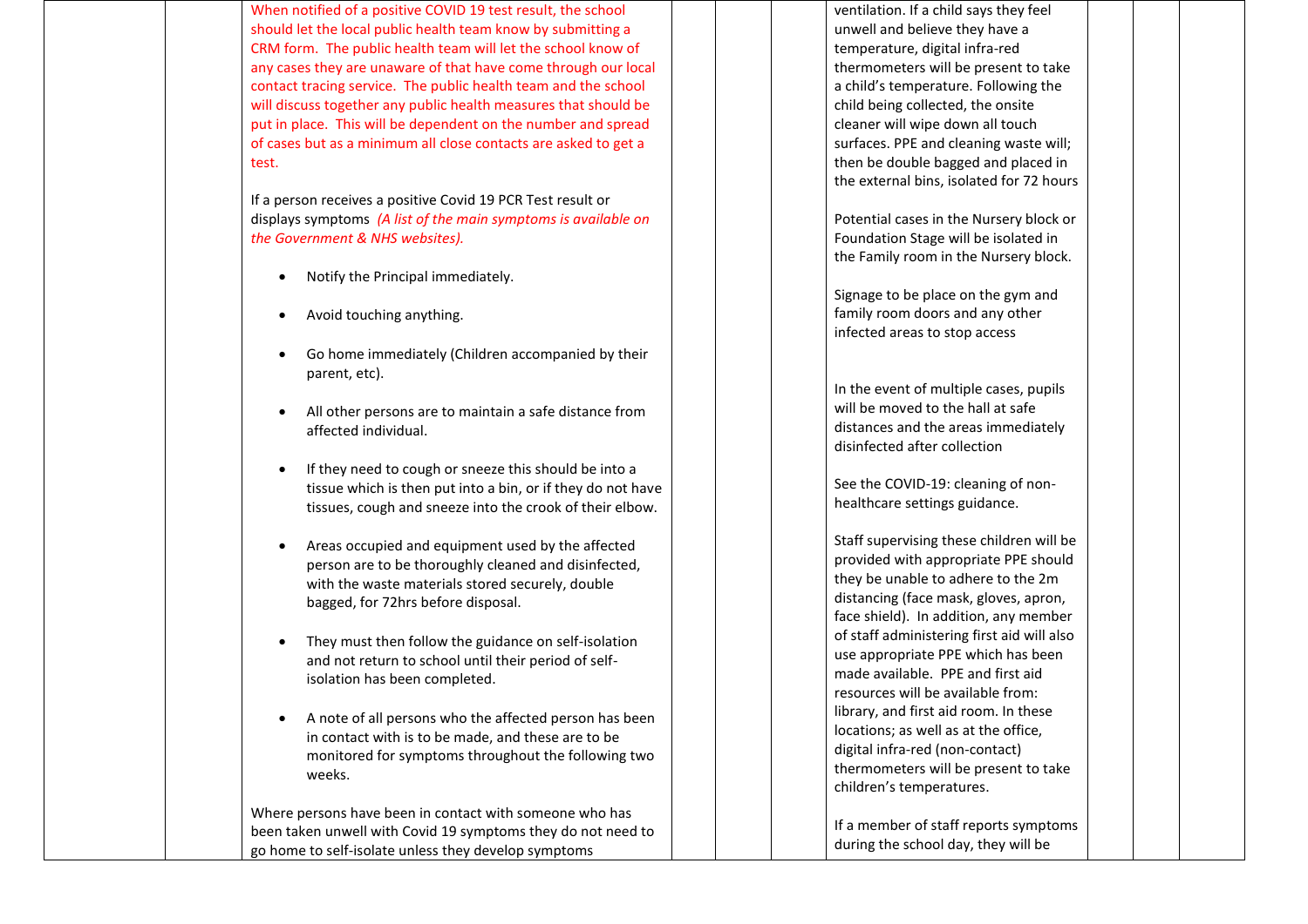| | | | | | | | | | |
|---|---|---|---|---|---|---|---|---|---|
| | | When notified of a positive COVID 19 test result, the school should let the local public health team know by submitting a CRM form. The public health team will let the school know of any cases they are unaware of that have come through our local contact tracing service. The public health team and the school will discuss together any public health measures that should be put in place. This will be dependent on the number and spread of cases but as a minimum all close contacts are asked to get a test.<br><br>If a person receives a positive Covid 19 PCR Test result or displays symptoms *(A list of the main symptoms is available on the Government & NHS websites).*<br><br>• Notify the Principal immediately.<br><br>• Avoid touching anything.<br><br>• Go home immediately (Children accompanied by their parent, etc).<br><br>• All other persons are to maintain a safe distance from affected individual.<br><br>• If they need to cough or sneeze this should be into a tissue which is then put into a bin, or if they do not have tissues, cough and sneeze into the crook of their elbow.<br><br>• Areas occupied and equipment used by the affected person are to be thoroughly cleaned and disinfected, with the waste materials stored securely, double bagged, for 72hrs before disposal.<br><br>• They must then follow the guidance on self-isolation and not return to school until their period of self-isolation has been completed.<br><br>• A note of all persons who the affected person has been in contact with is to be made, and these are to be monitored for symptoms throughout the following two weeks.<br><br>Where persons have been in contact with someone who has been taken unwell with Covid 19 symptoms they do not need to go home to self-isolate unless they develop symptoms | | | | ventilation. If a child says they feel unwell and believe they have a temperature, digital infra-red thermometers will be present to take a child's temperature. Following the child being collected, the onsite cleaner will wipe down all touch surfaces. PPE and cleaning waste will; then be double bagged and placed in the external bins, isolated for 72 hours<br><br>Potential cases in the Nursery block or Foundation Stage will be isolated in the Family room in the Nursery block.<br><br>Signage to be place on the gym and family room doors and any other infected areas to stop access<br><br>In the event of multiple cases, pupils will be moved to the hall at safe distances and the areas immediately disinfected after collection<br><br>See the COVID-19: cleaning of non-healthcare settings guidance.<br><br>Staff supervising these children will be provided with appropriate PPE should they be unable to adhere to the 2m distancing (face mask, gloves, apron, face shield). In addition, any member of staff administering first aid will also use appropriate PPE which has been made available. PPE and first aid resources will be available from: library, and first aid room. In these locations; as well as at the office, digital infra-red (non-contact) thermometers will be present to take children's temperatures.<br><br>If a member of staff reports symptoms during the school day, they will be | | | |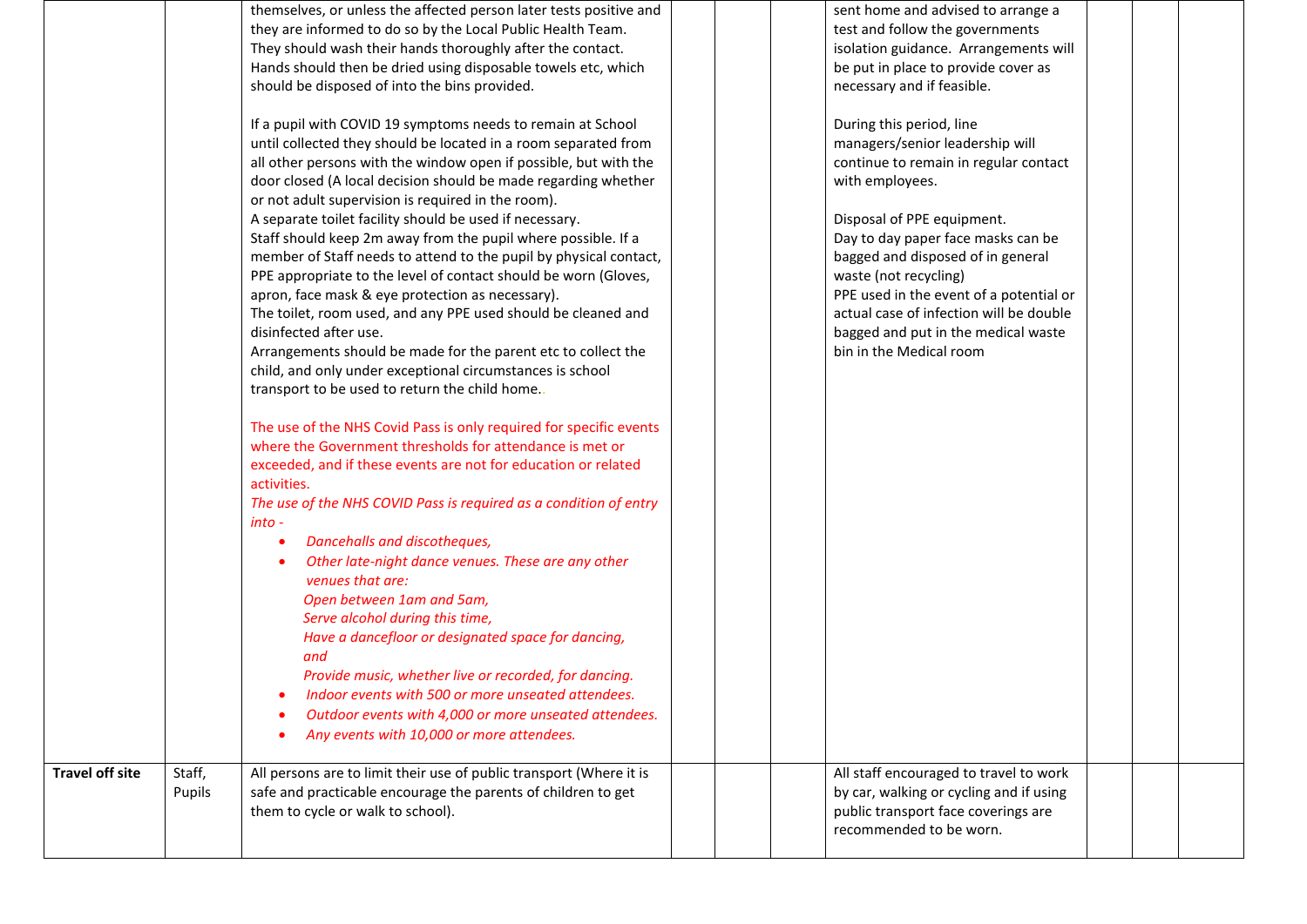| | | | | | | | | |
|---|---|---|---|---|---|---|---|---|
| | | themselves, or unless the affected person later tests positive and they are informed to do so by the Local Public Health Team. They should wash their hands thoroughly after the contact. Hands should then be dried using disposable towels etc, which should be disposed of into the bins provided.<br><br>If a pupil with COVID 19 symptoms needs to remain at School until collected they should be located in a room separated from all other persons with the window open if possible, but with the door closed (A local decision should be made regarding whether or not adult supervision is required in the room).<br>A separate toilet facility should be used if necessary.<br>Staff should keep 2m away from the pupil where possible. If a member of Staff needs to attend to the pupil by physical contact, PPE appropriate to the level of contact should be worn (Gloves, apron, face mask & eye protection as necessary).<br>The toilet, room used, and any PPE used should be cleaned and disinfected after use.<br>Arrangements should be made for the parent etc to collect the child, and only under exceptional circumstances is school transport to be used to return the child home..<br><br>The use of the NHS Covid Pass is only required for specific events where the Government thresholds for attendance is met or exceeded, and if these events are not for education or related activities.<br>*The use of the NHS COVID Pass is required as a condition of entry into -*<br>• *Dancehalls and discotheques,*<br>• *Other late-night dance venues. These are any other venues that are:*<br>*Open between 1am and 5am,*<br>*Serve alcohol during this time,*<br>*Have a dancefloor or designated space for dancing, and*<br>*Provide music, whether live or recorded, for dancing.*<br>• *Indoor events with 500 or more unseated attendees.*<br>• *Outdoor events with 4,000 or more unseated attendees.*<br>• *Any events with 10,000 or more attendees.* | | | | sent home and advised to arrange a test and follow the governments isolation guidance. Arrangements will be put in place to provide cover as necessary and if feasible.<br><br>During this period, line managers/senior leadership will continue to remain in regular contact with employees.<br><br>Disposal of PPE equipment.<br>Day to day paper face masks can be bagged and disposed of in general waste (not recycling)<br>PPE used in the event of a potential or actual case of infection will be double bagged and put in the medical waste bin in the Medical room | | | |
| **Travel off site** | Staff, Pupils | All persons are to limit their use of public transport (Where it is safe and practicable encourage the parents of children to get them to cycle or walk to school). | | | | All staff encouraged to travel to work by car, walking or cycling and if using public transport face coverings are recommended to be worn. | | | |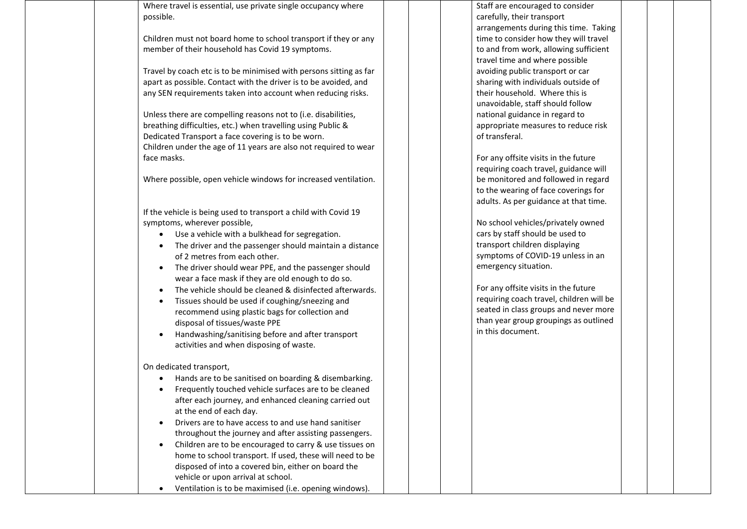|  |  | Where travel is essential, use private single occupancy where possible.<br><br>Children must not board home to school transport if they or any member of their household has Covid 19 symptoms.<br><br>Travel by coach etc is to be minimised with persons sitting as far apart as possible. Contact with the driver is to be avoided, and any SEN requirements taken into account when reducing risks.<br><br>Unless there are compelling reasons not to (i.e. disabilities, breathing difficulties, etc.) when travelling using Public & Dedicated Transport a face covering is to be worn.<br>Children under the age of 11 years are also not required to wear face masks.<br><br>Where possible, open vehicle windows for increased ventilation.<br><br>If the vehicle is being used to transport a child with Covid 19 symptoms, wherever possible,<br>• Use a vehicle with a bulkhead for segregation.<br>• The driver and the passenger should maintain a distance of 2 metres from each other.<br>• The driver should wear PPE, and the passenger should wear a face mask if they are old enough to do so.<br>• The vehicle should be cleaned & disinfected afterwards.<br>• Tissues should be used if coughing/sneezing and recommend using plastic bags for collection and disposal of tissues/waste PPE<br>• Handwashing/sanitising before and after transport activities and when disposing of waste.<br><br>On dedicated transport,<br>• Hands are to be sanitised on boarding & disembarking.<br>• Frequently touched vehicle surfaces are to be cleaned after each journey, and enhanced cleaning carried out at the end of each day.<br>• Drivers are to have access to and use hand sanitiser throughout the journey and after assisting passengers.<br>• Children are to be encouraged to carry & use tissues on home to school transport. If used, these will need to be disposed of into a covered bin, either on board the vehicle or upon arrival at school.<br>• Ventilation is to be maximised (i.e. opening windows). |  |  |  | Staff are encouraged to consider carefully, their transport arrangements during this time. Taking time to consider how they will travel to and from work, allowing sufficient travel time and where possible avoiding public transport or car sharing with individuals outside of their household. Where this is unavoidable, staff should follow national guidance in regard to appropriate measures to reduce risk of transferal.<br><br>For any offsite visits in the future requiring coach travel, guidance will be monitored and followed in regard to the wearing of face coverings for adults. As per guidance at that time.<br><br>No school vehicles/privately owned cars by staff should be used to transport children displaying symptoms of COVID-19 unless in an emergency situation.<br><br>For any offsite visits in the future requiring coach travel, children will be seated in class groups and never more than year group groupings as outlined in this document. |  |  |  |
|---|---|---|---|---|---|---|---|---|---|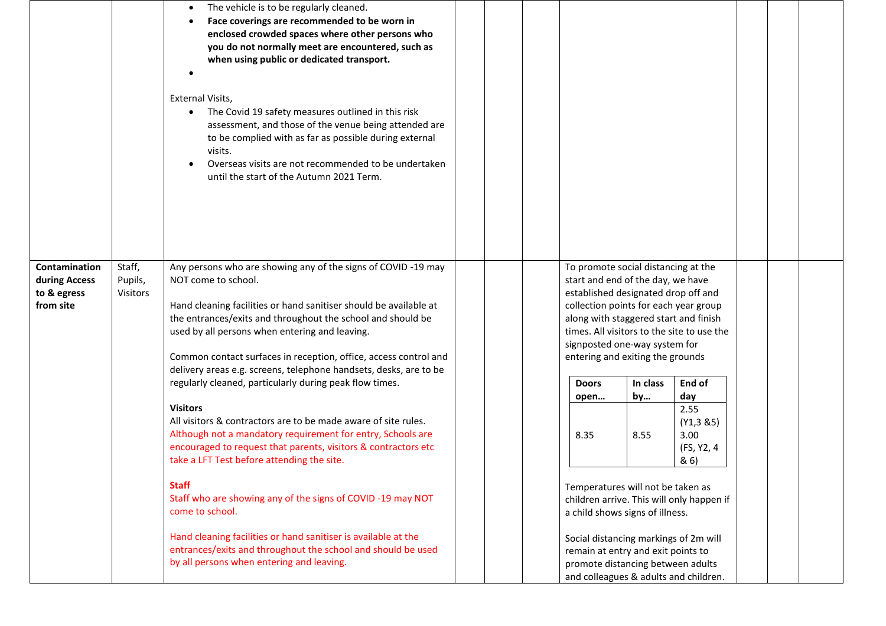| | | | | | | | | |
|---|---|---|---|---|---|---|---|---|
| | | • The vehicle is to be regularly cleaned.<br>• **Face coverings are recommended to be worn in enclosed crowded spaces where other persons who you do not normally meet are encountered, such as when using public or dedicated transport.**<br>•<br><br>External Visits,<br>• The Covid 19 safety measures outlined in this risk assessment, and those of the venue being attended are to be complied with as far as possible during external visits.<br>• Overseas visits are not recommended to be undertaken until the start of the Autumn 2021 Term. | | | | | | |
| **Contamination during Access to & egress from site** | Staff, Pupils, Visitors | Any persons who are showing any of the signs of COVID -19 may NOT come to school.<br><br>Hand cleaning facilities or hand sanitiser should be available at the entrances/exits and throughout the school and should be used by all persons when entering and leaving.<br><br>Common contact surfaces in reception, office, access control and delivery areas e.g. screens, telephone handsets, desks, are to be regularly cleaned, particularly during peak flow times.<br><br>**Visitors**<br>All visitors & contractors are to be made aware of site rules. Although not a mandatory requirement for entry, Schools are encouraged to request that parents, visitors & contractors etc take a LFT Test before attending the site.<br><br>**Staff**<br>Staff who are showing any of the signs of COVID -19 may NOT come to school.<br><br>Hand cleaning facilities or hand sanitiser is available at the entrances/exits and throughout the school and should be used by all persons when entering and leaving. | | | | To promote social distancing at the start and end of the day, we have established designated drop off and collection points for each year group along with staggered start and finish times. All visitors to the site to use the signposted one-way system for entering and exiting the grounds<br><br>**Doors open…**: 8.35; **In class by…**: 8.55; **End of day**: 2.55 (Y1,3 &5), 3.00 (FS, Y2, 4 & 6)<br><br>Temperatures will not be taken as children arrive. This will only happen if a child shows signs of illness.<br><br>Social distancing markings of 2m will remain at entry and exit points to promote distancing between adults and colleagues & adults and children. | | |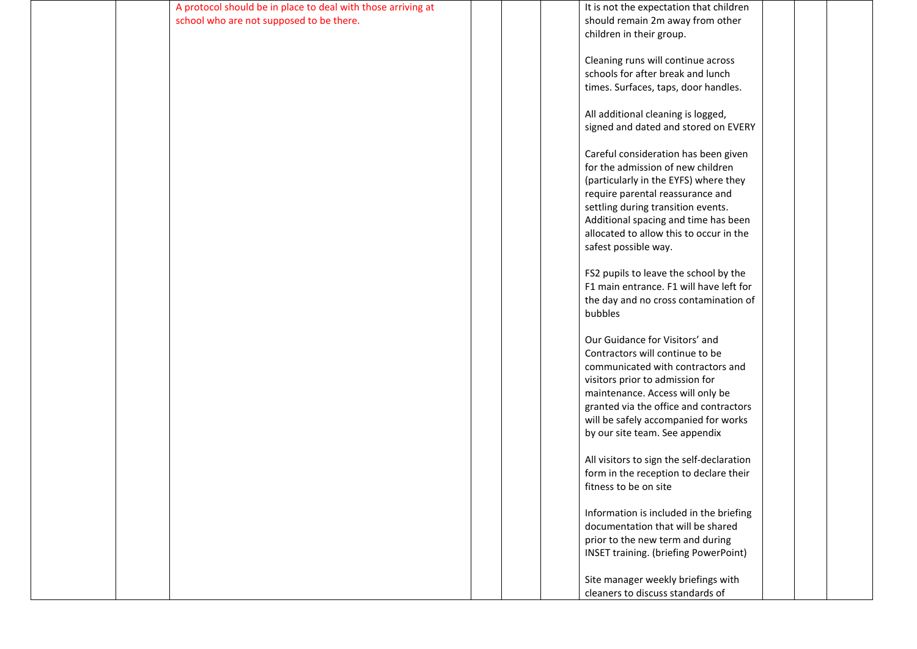|  |  |  |  |  |  |  |  |  |  |
|---|---|---|---|---|---|---|---|---|---|
|  |  | A protocol should be in place to deal with those arriving at school who are not supposed to be there. |  |  |  | It is not the expectation that children should remain 2m away from other children in their group.<br><br>Cleaning runs will continue across schools for after break and lunch times. Surfaces, taps, door handles.<br><br>All additional cleaning is logged, signed and dated and stored on EVERY<br><br>Careful consideration has been given for the admission of new children (particularly in the EYFS) where they require parental reassurance and settling during transition events. Additional spacing and time has been allocated to allow this to occur in the safest possible way.<br><br>FS2 pupils to leave the school by the F1 main entrance. F1 will have left for the day and no cross contamination of bubbles<br><br>Our Guidance for Visitors' and Contractors will continue to be communicated with contractors and visitors prior to admission for maintenance. Access will only be granted via the office and contractors will be safely accompanied for works by our site team. See appendix<br><br>All visitors to sign the self-declaration form in the reception to declare their fitness to be on site<br><br>Information is included in the briefing documentation that will be shared prior to the new term and during INSET training. (briefing PowerPoint)<br><br>Site manager weekly briefings with cleaners to discuss standards of |  |  |  |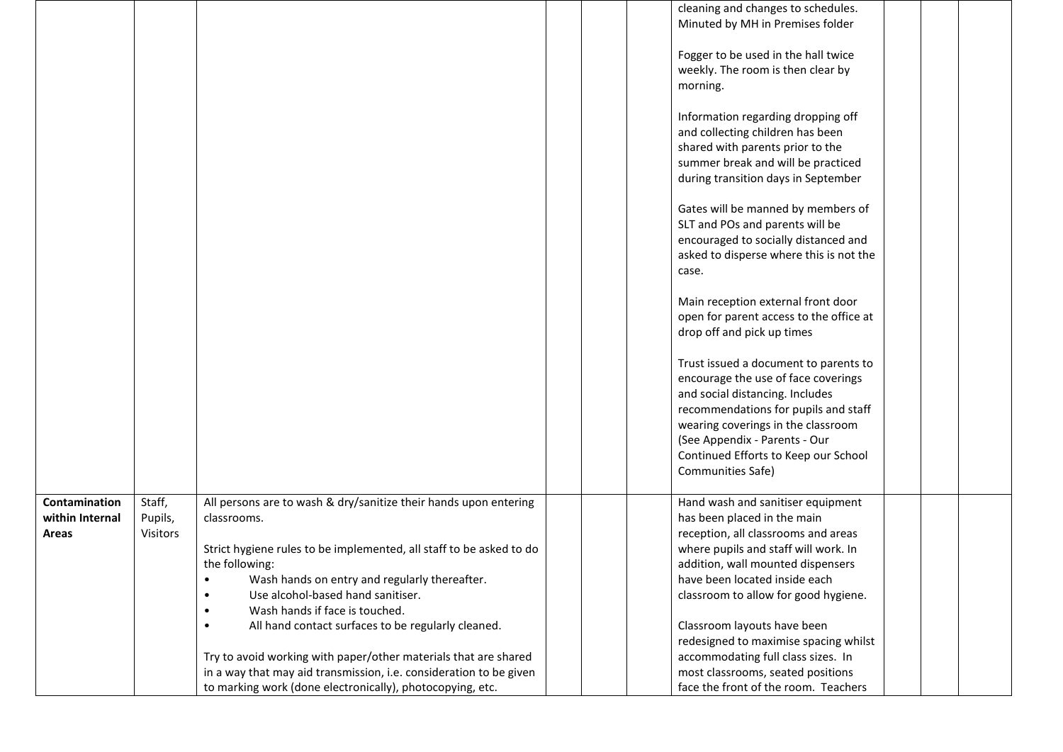| | | | | | | | | | |
|---|---|---|---|---|---|---|---|---|---|
| | | | | | | cleaning and changes to schedules. Minuted by MH in Premises folder<br><br>Fogger to be used in the hall twice weekly. The room is then clear by morning.<br><br>Information regarding dropping off and collecting children has been shared with parents prior to the summer break and will be practiced during transition days in September<br><br>Gates will be manned by members of SLT and POs and parents will be encouraged to socially distanced and asked to disperse where this is not the case.<br><br>Main reception external front door open for parent access to the office at drop off and pick up times<br><br>Trust issued a document to parents to encourage the use of face coverings and social distancing. Includes recommendations for pupils and staff wearing coverings in the classroom (See Appendix - Parents - Our Continued Efforts to Keep our School Communities Safe) | | | |
| **Contamination within Internal Areas** | Staff, Pupils, Visitors | All persons are to wash & dry/sanitize their hands upon entering classrooms.<br><br>Strict hygiene rules to be implemented, all staff to be asked to do the following:<br>• Wash hands on entry and regularly thereafter.<br>• Use alcohol-based hand sanitiser.<br>• Wash hands if face is touched.<br>• All hand contact surfaces to be regularly cleaned.<br><br>Try to avoid working with paper/other materials that are shared in a way that may aid transmission, i.e. consideration to be given to marking work (done electronically), photocopying, etc. | | | | Hand wash and sanitiser equipment has been placed in the main reception, all classrooms and areas where pupils and staff will work. In addition, wall mounted dispensers have been located inside each classroom to allow for good hygiene.<br><br>Classroom layouts have been redesigned to maximise spacing whilst accommodating full class sizes. In most classrooms, seated positions face the front of the room. Teachers | | | |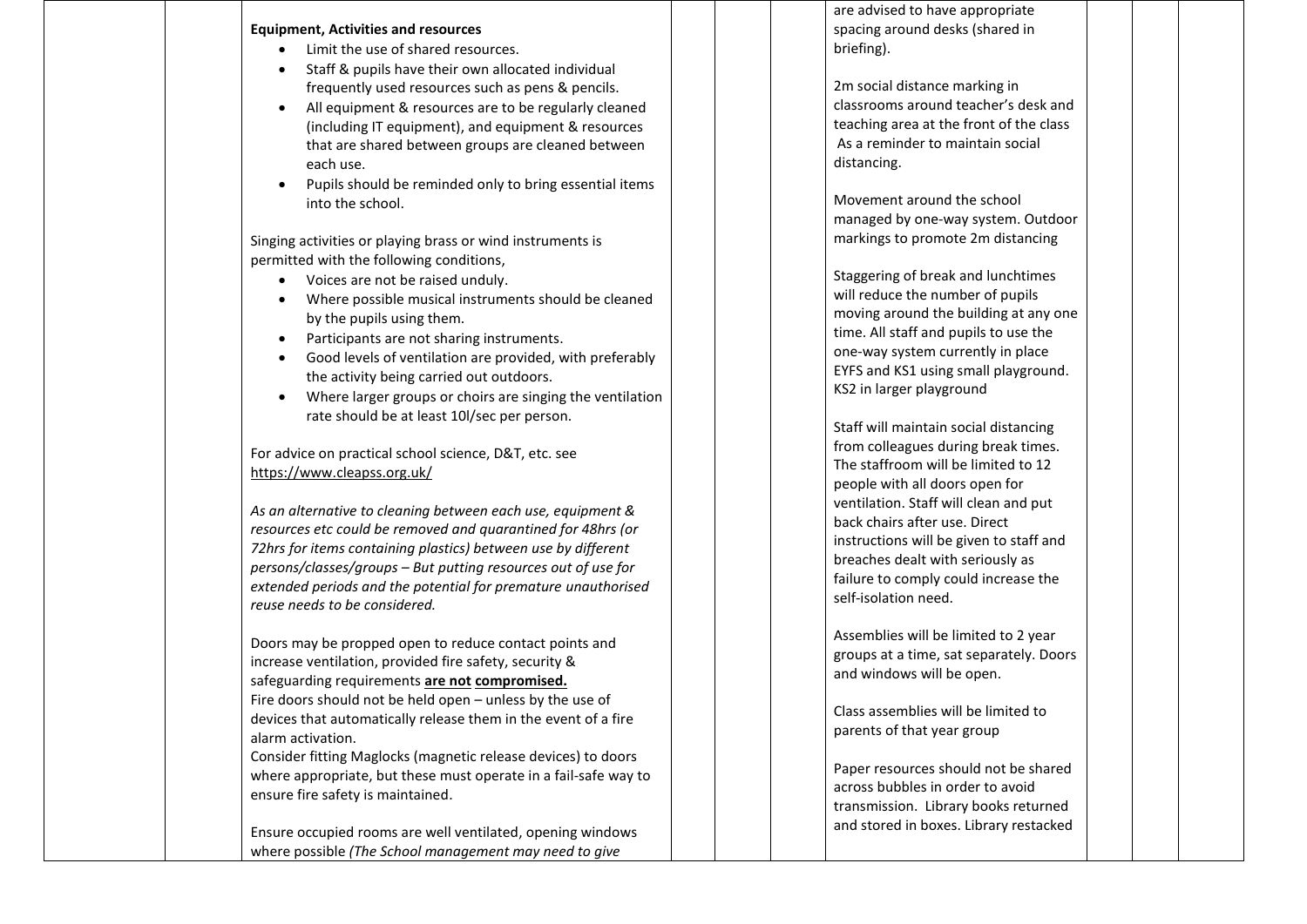| | | | | | | | | | |
|---|---|---|---|---|---|---|---|---|---|
| | | **Equipment, Activities and resources**<br>• Limit the use of shared resources.<br>• Staff & pupils have their own allocated individual frequently used resources such as pens & pencils.<br>• All equipment & resources are to be regularly cleaned (including IT equipment), and equipment & resources that are shared between groups are cleaned between each use.<br>• Pupils should be reminded only to bring essential items into the school.<br><br>Singing activities or playing brass or wind instruments is permitted with the following conditions,<br>• Voices are not be raised unduly.<br>• Where possible musical instruments should be cleaned by the pupils using them.<br>• Participants are not sharing instruments.<br>• Good levels of ventilation are provided, with preferably the activity being carried out outdoors.<br>• Where larger groups or choirs are singing the ventilation rate should be at least 10l/sec per person.<br><br>For advice on practical school science, D&T, etc. see https://www.cleapss.org.uk/<br><br>*As an alternative to cleaning between each use, equipment & resources etc could be removed and quarantined for 48hrs (or 72hrs for items containing plastics) between use by different persons/classes/groups – But putting resources out of use for extended periods and the potential for premature unauthorised reuse needs to be considered.*<br><br>Doors may be propped open to reduce contact points and increase ventilation, provided fire safety, security & safeguarding requirements **are not compromised.**<br>Fire doors should not be held open – unless by the use of devices that automatically release them in the event of a fire alarm activation.<br>Consider fitting Maglocks (magnetic release devices) to doors where appropriate, but these must operate in a fail-safe way to ensure fire safety is maintained.<br><br>Ensure occupied rooms are well ventilated, opening windows where possible *(The School management may need to give* | | | | are advised to have appropriate spacing around desks (shared in briefing).<br><br>2m social distance marking in classrooms around teacher's desk and teaching area at the front of the class As a reminder to maintain social distancing.<br><br>Movement around the school managed by one-way system. Outdoor markings to promote 2m distancing<br><br>Staggering of break and lunchtimes will reduce the number of pupils moving around the building at any one time. All staff and pupils to use the one-way system currently in place EYFS and KS1 using small playground. KS2 in larger playground<br><br>Staff will maintain social distancing from colleagues during break times. The staffroom will be limited to 12 people with all doors open for ventilation. Staff will clean and put back chairs after use. Direct instructions will be given to staff and breaches dealt with seriously as failure to comply could increase the self-isolation need.<br><br>Assemblies will be limited to 2 year groups at a time, sat separately. Doors and windows will be open.<br><br>Class assemblies will be limited to parents of that year group<br><br>Paper resources should not be shared across bubbles in order to avoid transmission. Library books returned and stored in boxes. Library restacked | | | |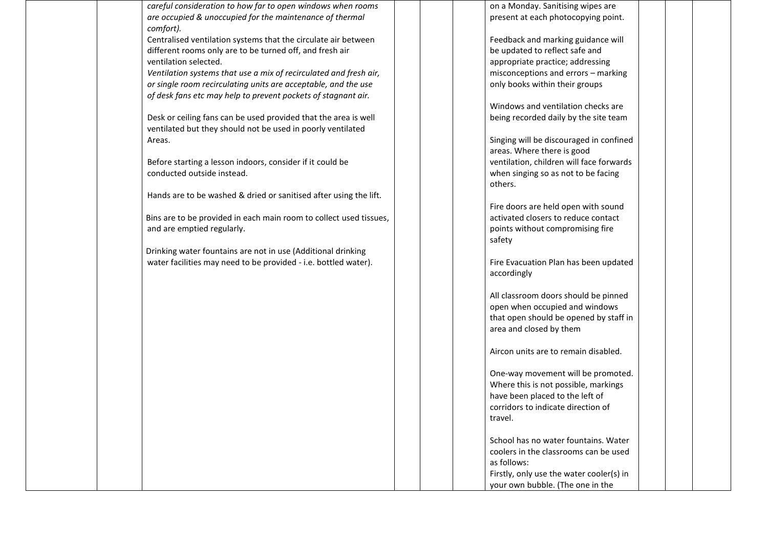| | | | | | | | | |
|---|---|---|---|---|---|---|---|---|
| | | *careful consideration to how far to open windows when rooms are occupied & unoccupied for the maintenance of thermal comfort).*<br>Centralised ventilation systems that the circulate air between different rooms only are to be turned off, and fresh air ventilation selected.<br>*Ventilation systems that use a mix of recirculated and fresh air, or single room recirculating units are acceptable, and the use of desk fans etc may help to prevent pockets of stagnant air.*<br><br>Desk or ceiling fans can be used provided that the area is well ventilated but they should not be used in poorly ventilated Areas.<br><br>Before starting a lesson indoors, consider if it could be conducted outside instead.<br><br>Hands are to be washed & dried or sanitised after using the lift.<br><br>Bins are to be provided in each main room to collect used tissues, and are emptied regularly.<br><br>Drinking water fountains are not in use (Additional drinking water facilities may need to be provided - i.e. bottled water). | | | | on a Monday. Sanitising wipes are present at each photocopying point.<br><br>Feedback and marking guidance will be updated to reflect safe and appropriate practice; addressing misconceptions and errors – marking only books within their groups<br><br>Windows and ventilation checks are being recorded daily by the site team<br><br>Singing will be discouraged in confined areas. Where there is good ventilation, children will face forwards when singing so as not to be facing others.<br><br>Fire doors are held open with sound activated closers to reduce contact points without compromising fire safety<br><br>Fire Evacuation Plan has been updated accordingly<br><br>All classroom doors should be pinned open when occupied and windows that open should be opened by staff in area and closed by them<br><br>Aircon units are to remain disabled.<br><br>One-way movement will be promoted. Where this is not possible, markings have been placed to the left of corridors to indicate direction of travel.<br><br>School has no water fountains. Water coolers in the classrooms can be used as follows:<br>Firstly, only use the water cooler(s) in your own bubble. (The one in the | | | |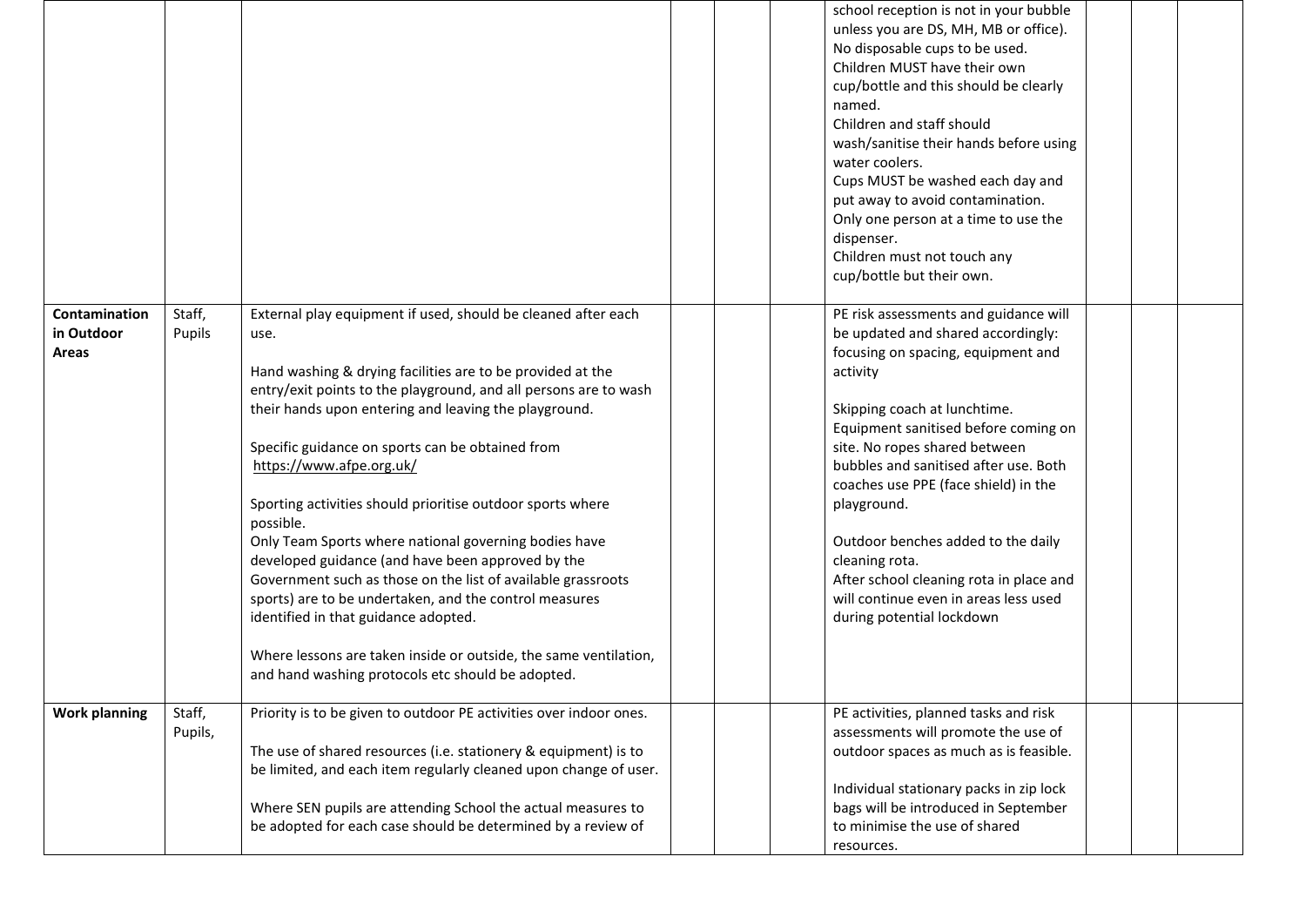| | | | | | | | | | |
|---|---|---|---|---|---|---|---|---|---|
| | | | | | | school reception is not in your bubble unless you are DS, MH, MB or office). No disposable cups to be used. Children MUST have their own cup/bottle and this should be clearly named. Children and staff should wash/sanitise their hands before using water coolers. Cups MUST be washed each day and put away to avoid contamination. Only one person at a time to use the dispenser. Children must not touch any cup/bottle but their own. | | | |
| **Contamination in Outdoor Areas** | Staff, Pupils | External play equipment if used, should be cleaned after each use.<br><br>Hand washing & drying facilities are to be provided at the entry/exit points to the playground, and all persons are to wash their hands upon entering and leaving the playground.<br><br>Specific guidance on sports can be obtained from https://www.afpe.org.uk/<br><br>Sporting activities should prioritise outdoor sports where possible.<br>Only Team Sports where national governing bodies have developed guidance (and have been approved by the Government such as those on the list of available grassroots sports) are to be undertaken, and the control measures identified in that guidance adopted.<br><br>Where lessons are taken inside or outside, the same ventilation, and hand washing protocols etc should be adopted. | | | | PE risk assessments and guidance will be updated and shared accordingly: focusing on spacing, equipment and activity<br><br>Skipping coach at lunchtime. Equipment sanitised before coming on site. No ropes shared between bubbles and sanitised after use. Both coaches use PPE (face shield) in the playground.<br><br>Outdoor benches added to the daily cleaning rota.<br>After school cleaning rota in place and will continue even in areas less used during potential lockdown | | | |
| **Work planning** | Staff, Pupils, | Priority is to be given to outdoor PE activities over indoor ones.<br><br>The use of shared resources (i.e. stationery & equipment) is to be limited, and each item regularly cleaned upon change of user.<br><br>Where SEN pupils are attending School the actual measures to be adopted for each case should be determined by a review of | | | | PE activities, planned tasks and risk assessments will promote the use of outdoor spaces as much as is feasible.<br><br>Individual stationary packs in zip lock bags will be introduced in September to minimise the use of shared resources. | | | |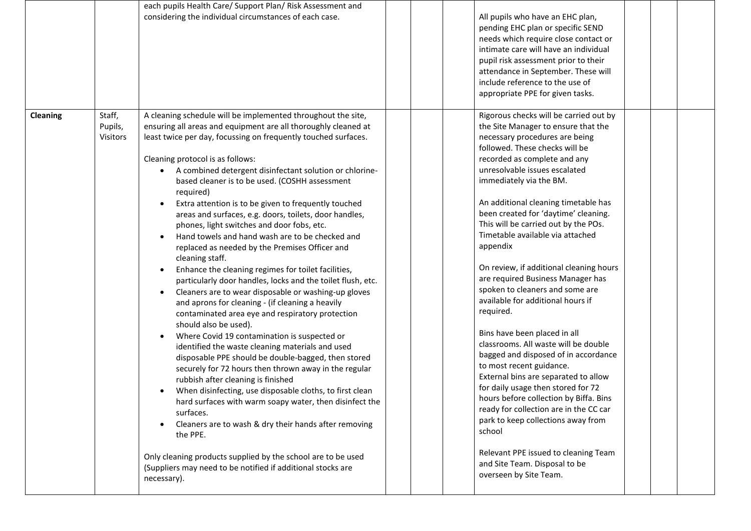| | | | | | | | | | |
|---|---|---|---|---|---|---|---|---|---|
| | | each pupils Health Care/ Support Plan/ Risk Assessment and considering the individual circumstances of each case. | | | | All pupils who have an EHC plan, pending EHC plan or specific SEND needs which require close contact or intimate care will have an individual pupil risk assessment prior to their attendance in September. These will include reference to the use of appropriate PPE for given tasks. | | | |
| **Cleaning** | Staff, Pupils, Visitors | A cleaning schedule will be implemented throughout the site, ensuring all areas and equipment are all thoroughly cleaned at least twice per day, focussing on frequently touched surfaces.<br><br>Cleaning protocol is as follows:<br>• A combined detergent disinfectant solution or chlorine-based cleaner is to be used. (COSHH assessment required)<br>• Extra attention is to be given to frequently touched areas and surfaces, e.g. doors, toilets, door handles, phones, light switches and door fobs, etc.<br>• Hand towels and hand wash are to be checked and replaced as needed by the Premises Officer and cleaning staff.<br>• Enhance the cleaning regimes for toilet facilities, particularly door handles, locks and the toilet flush, etc.<br>• Cleaners are to wear disposable or washing-up gloves and aprons for cleaning - (if cleaning a heavily contaminated area eye and respiratory protection should also be used).<br>• Where Covid 19 contamination is suspected or identified the waste cleaning materials and used disposable PPE should be double-bagged, then stored securely for 72 hours then thrown away in the regular rubbish after cleaning is finished<br>• When disinfecting, use disposable cloths, to first clean hard surfaces with warm soapy water, then disinfect the surfaces.<br>• Cleaners are to wash & dry their hands after removing the PPE.<br><br>Only cleaning products supplied by the school are to be used (Suppliers may need to be notified if additional stocks are necessary). | | | | Rigorous checks will be carried out by the Site Manager to ensure that the necessary procedures are being followed. These checks will be recorded as complete and any unresolvable issues escalated immediately via the BM.<br><br>An additional cleaning timetable has been created for 'daytime' cleaning. This will be carried out by the POs. Timetable available via attached appendix<br><br>On review, if additional cleaning hours are required Business Manager has spoken to cleaners and some are available for additional hours if required.<br><br>Bins have been placed in all classrooms. All waste will be double bagged and disposed of in accordance to most recent guidance.<br>External bins are separated to allow for daily usage then stored for 72 hours before collection by Biffa. Bins ready for collection are in the CC car park to keep collections away from school<br><br>Relevant PPE issued to cleaning Team and Site Team. Disposal to be overseen by Site Team. | | | |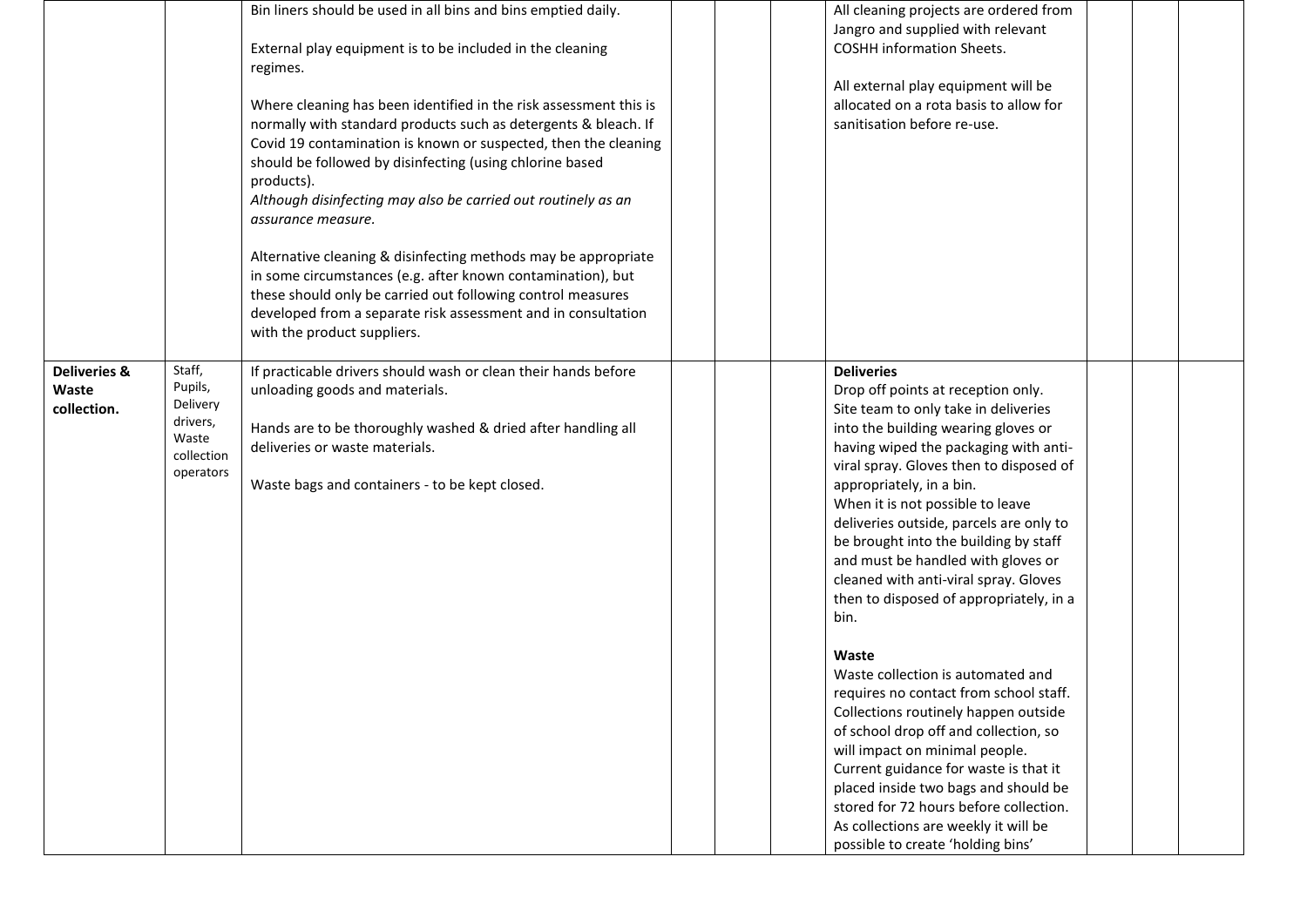|  |  |  |  |  |  |  |  |  |  |
|---|---|---|---|---|---|---|---|---|---|
|  |  | Bin liners should be used in all bins and bins emptied daily.<br><br>External play equipment is to be included in the cleaning regimes.<br><br>Where cleaning has been identified in the risk assessment this is normally with standard products such as detergents & bleach. If Covid 19 contamination is known or suspected, then the cleaning should be followed by disinfecting (using chlorine based products).<br>*Although disinfecting may also be carried out routinely as an assurance measure.*<br><br>Alternative cleaning & disinfecting methods may be appropriate in some circumstances (e.g. after known contamination), but these should only be carried out following control measures developed from a separate risk assessment and in consultation with the product suppliers. |  |  |  | All cleaning projects are ordered from Jangro and supplied with relevant COSHH information Sheets.<br><br>All external play equipment will be allocated on a rota basis to allow for sanitisation before re-use. |  |  |  |
| **Deliveries & Waste collection.** | Staff, Pupils, Delivery drivers, Waste collection operators | If practicable drivers should wash or clean their hands before unloading goods and materials.<br><br>Hands are to be thoroughly washed & dried after handling all deliveries or waste materials.<br><br>Waste bags and containers - to be kept closed. |  |  |  | **Deliveries**<br>Drop off points at reception only.<br>Site team to only take in deliveries into the building wearing gloves or having wiped the packaging with anti-viral spray. Gloves then to disposed of appropriately, in a bin.<br>When it is not possible to leave deliveries outside, parcels are only to be brought into the building by staff and must be handled with gloves or cleaned with anti-viral spray. Gloves then to disposed of appropriately, in a bin.<br><br>**Waste**<br>Waste collection is automated and requires no contact from school staff. Collections routinely happen outside of school drop off and collection, so will impact on minimal people.<br>Current guidance for waste is that it placed inside two bags and should be stored for 72 hours before collection. As collections are weekly it will be possible to create 'holding bins' |  |  |  |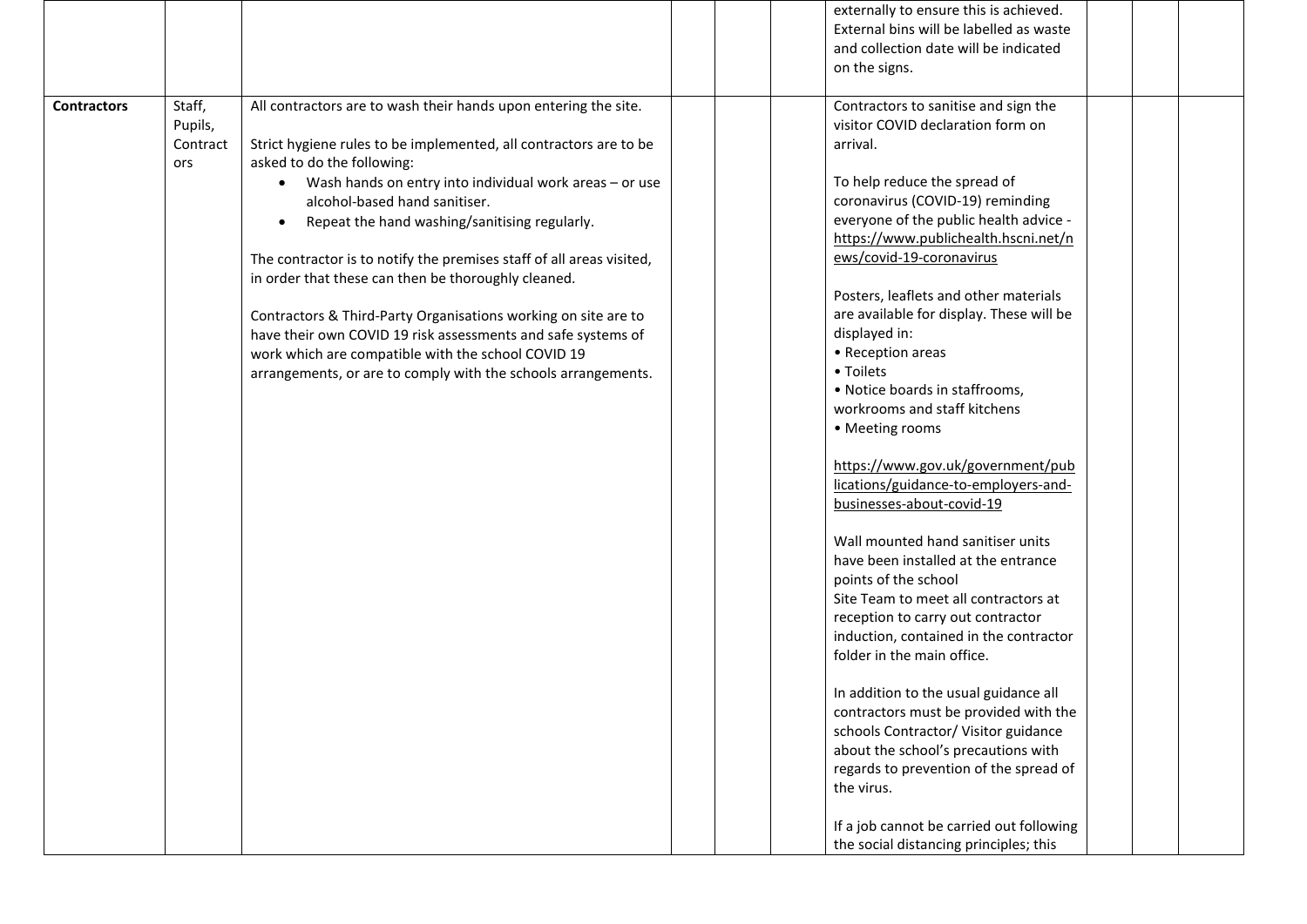| | | | | | | | | | |
|---|---|---|---|---|---|---|---|---|---|
| | | | | | | externally to ensure this is achieved. External bins will be labelled as waste and collection date will be indicated on the signs. | | | |
| **Contractors** | Staff, Pupils, Contractors | All contractors are to wash their hands upon entering the site.<br><br>Strict hygiene rules to be implemented, all contractors are to be asked to do the following:<br>• Wash hands on entry into individual work areas – or use alcohol-based hand sanitiser.<br>• Repeat the hand washing/sanitising regularly.<br><br>The contractor is to notify the premises staff of all areas visited, in order that these can then be thoroughly cleaned.<br><br>Contractors & Third-Party Organisations working on site are to have their own COVID 19 risk assessments and safe systems of work which are compatible with the school COVID 19 arrangements, or are to comply with the schools arrangements. | | | | Contractors to sanitise and sign the visitor COVID declaration form on arrival.<br><br>To help reduce the spread of coronavirus (COVID-19) reminding everyone of the public health advice - https://www.publichealth.hscni.net/news/covid-19-coronavirus<br><br>Posters, leaflets and other materials are available for display. These will be displayed in:<br>• Reception areas<br>• Toilets<br>• Notice boards in staffrooms, workrooms and staff kitchens<br>• Meeting rooms<br><br>https://www.gov.uk/government/publications/guidance-to-employers-and-businesses-about-covid-19<br><br>Wall mounted hand sanitiser units have been installed at the entrance points of the school<br>Site Team to meet all contractors at reception to carry out contractor induction, contained in the contractor folder in the main office.<br><br>In addition to the usual guidance all contractors must be provided with the schools Contractor/ Visitor guidance about the school's precautions with regards to prevention of the spread of the virus.<br><br>If a job cannot be carried out following the social distancing principles; this | | | |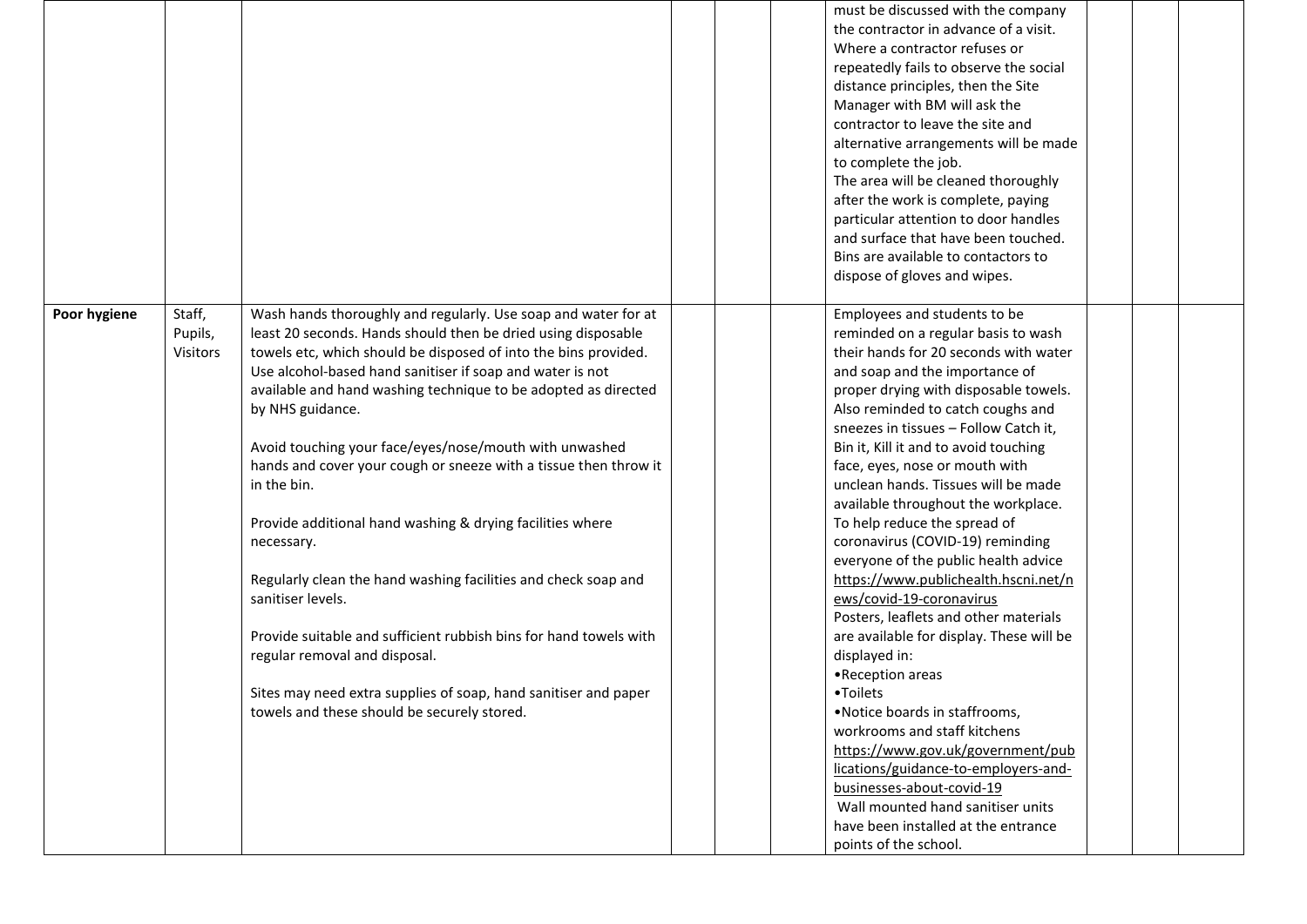|  |  |  |  |  |  |  |  |  |  |
|---|---|---|---|---|---|---|---|---|---|
|  |  |  |  |  |  | must be discussed with the company the contractor in advance of a visit. Where a contractor refuses or repeatedly fails to observe the social distance principles, then the Site Manager with BM will ask the contractor to leave the site and alternative arrangements will be made to complete the job.<br>The area will be cleaned thoroughly after the work is complete, paying particular attention to door handles and surface that have been touched. Bins are available to contactors to dispose of gloves and wipes. |  |  |  |
| **Poor hygiene** | Staff, Pupils, Visitors | Wash hands thoroughly and regularly. Use soap and water for at least 20 seconds. Hands should then be dried using disposable towels etc, which should be disposed of into the bins provided. Use alcohol-based hand sanitiser if soap and water is not available and hand washing technique to be adopted as directed by NHS guidance.<br><br>Avoid touching your face/eyes/nose/mouth with unwashed hands and cover your cough or sneeze with a tissue then throw it in the bin.<br><br>Provide additional hand washing & drying facilities where necessary.<br><br>Regularly clean the hand washing facilities and check soap and sanitiser levels.<br><br>Provide suitable and sufficient rubbish bins for hand towels with regular removal and disposal.<br><br>Sites may need extra supplies of soap, hand sanitiser and paper towels and these should be securely stored. |  |  |  | Employees and students to be reminded on a regular basis to wash their hands for 20 seconds with water and soap and the importance of proper drying with disposable towels. Also reminded to catch coughs and sneezes in tissues – Follow Catch it, Bin it, Kill it and to avoid touching face, eyes, nose or mouth with unclean hands. Tissues will be made available throughout the workplace. To help reduce the spread of coronavirus (COVID-19) reminding everyone of the public health advice https://www.publichealth.hscni.net/news/covid-19-coronavirus<br>Posters, leaflets and other materials are available for display. These will be displayed in:<br>•Reception areas<br>•Toilets<br>•Notice boards in staffrooms, workrooms and staff kitchens<br>https://www.gov.uk/government/publications/guidance-to-employers-and-businesses-about-covid-19<br>Wall mounted hand sanitiser units have been installed at the entrance points of the school. |  |  |  |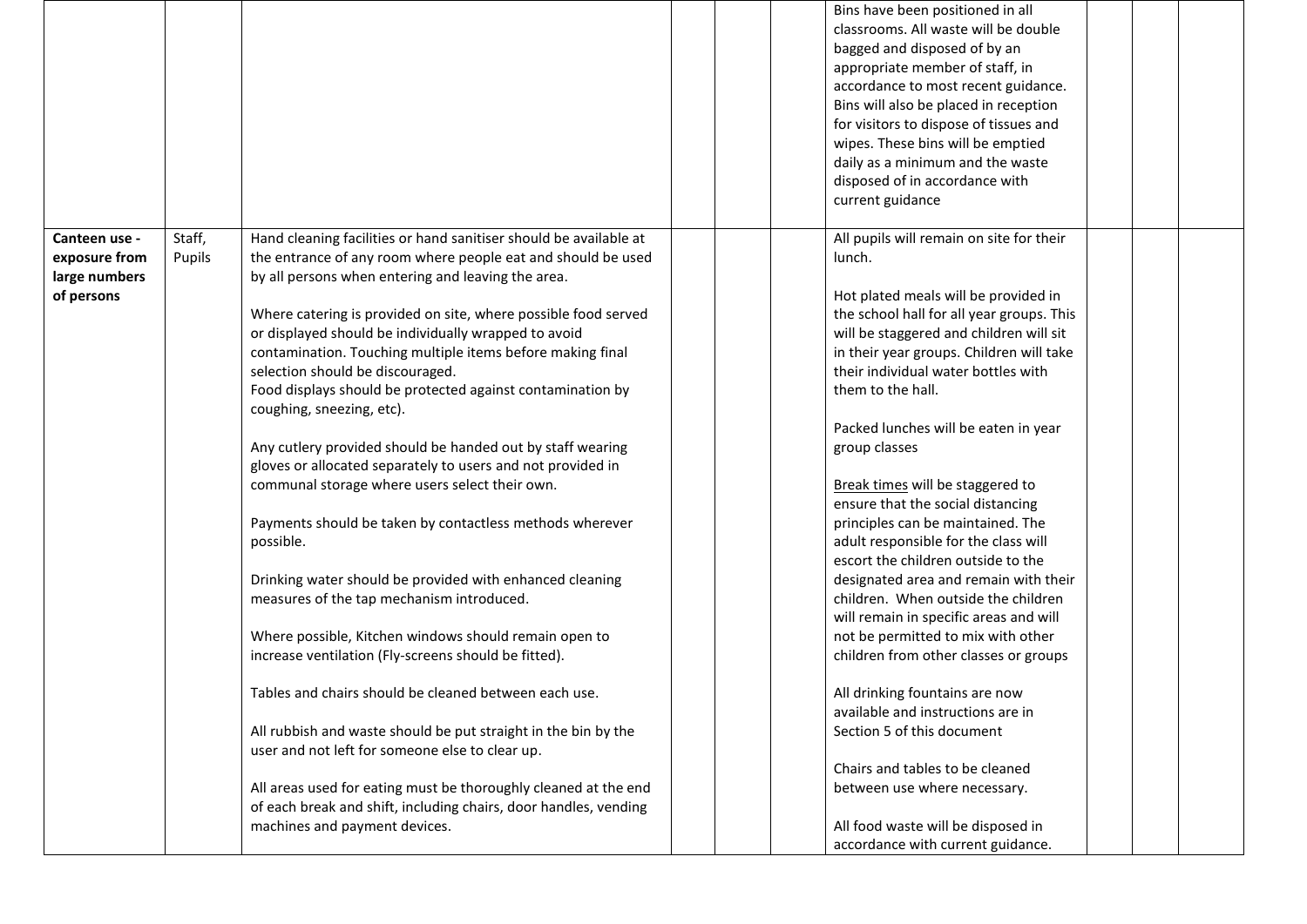| | | | | | | | | |
|---|---|---|---|---|---|---|---|---|
| | | | | | | Bins have been positioned in all classrooms. All waste will be double bagged and disposed of by an appropriate member of staff, in accordance to most recent guidance. Bins will also be placed in reception for visitors to dispose of tissues and wipes. These bins will be emptied daily as a minimum and the waste disposed of in accordance with current guidance | | | |
| **Canteen use - exposure from large numbers of persons** | Staff, Pupils | Hand cleaning facilities or hand sanitiser should be available at the entrance of any room where people eat and should be used by all persons when entering and leaving the area.<br><br>Where catering is provided on site, where possible food served or displayed should be individually wrapped to avoid contamination. Touching multiple items before making final selection should be discouraged.<br>Food displays should be protected against contamination by coughing, sneezing, etc).<br><br>Any cutlery provided should be handed out by staff wearing gloves or allocated separately to users and not provided in communal storage where users select their own.<br><br>Payments should be taken by contactless methods wherever possible.<br><br>Drinking water should be provided with enhanced cleaning measures of the tap mechanism introduced.<br><br>Where possible, Kitchen windows should remain open to increase ventilation (Fly-screens should be fitted).<br><br>Tables and chairs should be cleaned between each use.<br><br>All rubbish and waste should be put straight in the bin by the user and not left for someone else to clear up.<br><br>All areas used for eating must be thoroughly cleaned at the end of each break and shift, including chairs, door handles, vending machines and payment devices. | | | | All pupils will remain on site for their lunch.<br><br>Hot plated meals will be provided in the school hall for all year groups. This will be staggered and children will sit in their year groups. Children will take their individual water bottles with them to the hall.<br><br>Packed lunches will be eaten in year group classes<br><br>Break times will be staggered to ensure that the social distancing principles can be maintained. The adult responsible for the class will escort the children outside to the designated area and remain with their children. When outside the children will remain in specific areas and will not be permitted to mix with other children from other classes or groups<br><br>All drinking fountains are now available and instructions are in Section 5 of this document<br><br>Chairs and tables to be cleaned between use where necessary.<br><br>All food waste will be disposed in accordance with current guidance. | | | |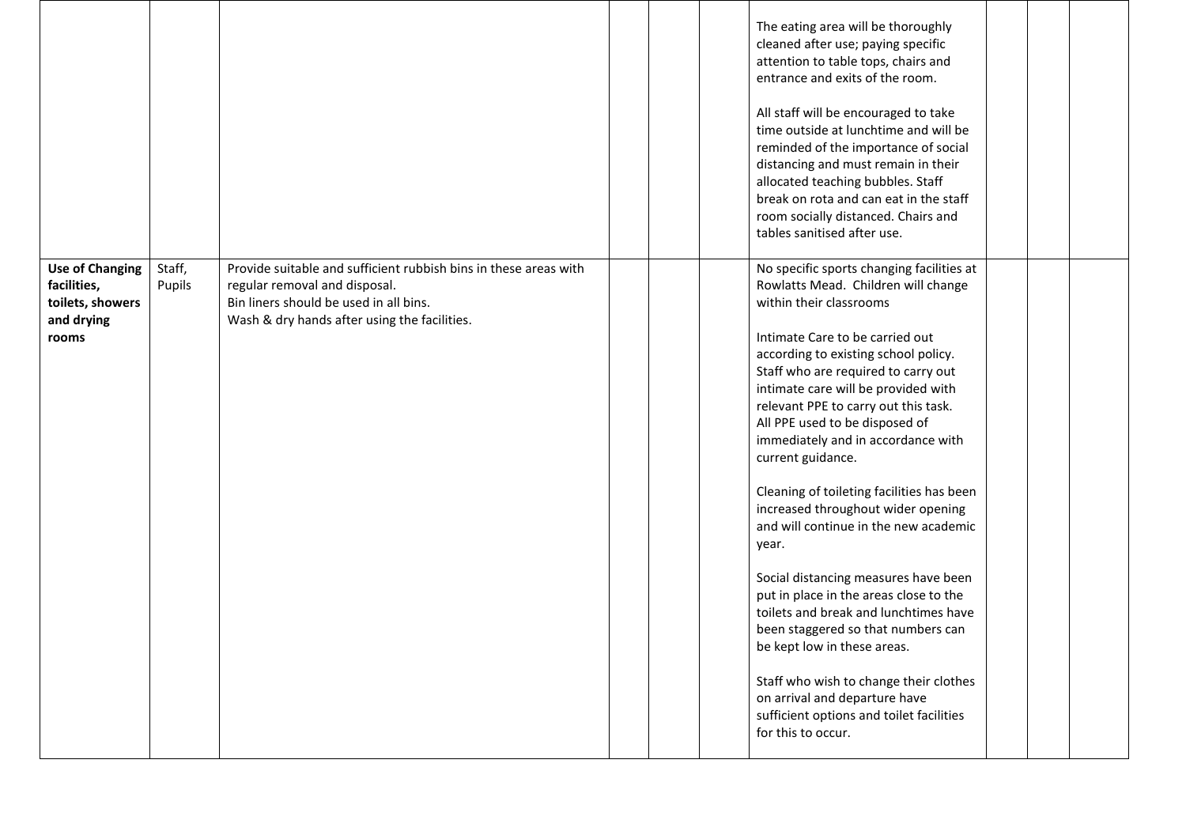|  |  |  |  |  |  |  |  |  |  |
|---|---|---|---|---|---|---|---|---|---|
|  |  |  |  |  |  | The eating area will be thoroughly cleaned after use; paying specific attention to table tops, chairs and entrance and exits of the room.<br><br>All staff will be encouraged to take time outside at lunchtime and will be reminded of the importance of social distancing and must remain in their allocated teaching bubbles. Staff break on rota and can eat in the staff room socially distanced. Chairs and tables sanitised after use. |  |  |  |
| **Use of Changing facilities, toilets, showers and drying rooms** | Staff, Pupils | Provide suitable and sufficient rubbish bins in these areas with regular removal and disposal.<br>Bin liners should be used in all bins.<br>Wash & dry hands after using the facilities. |  |  |  | No specific sports changing facilities at Rowlatts Mead. Children will change within their classrooms<br><br>Intimate Care to be carried out according to existing school policy. Staff who are required to carry out intimate care will be provided with relevant PPE to carry out this task. All PPE used to be disposed of immediately and in accordance with current guidance.<br><br>Cleaning of toileting facilities has been increased throughout wider opening and will continue in the new academic year.<br><br>Social distancing measures have been put in place in the areas close to the toilets and break and lunchtimes have been staggered so that numbers can be kept low in these areas.<br><br>Staff who wish to change their clothes on arrival and departure have sufficient options and toilet facilities for this to occur. |  |  |  |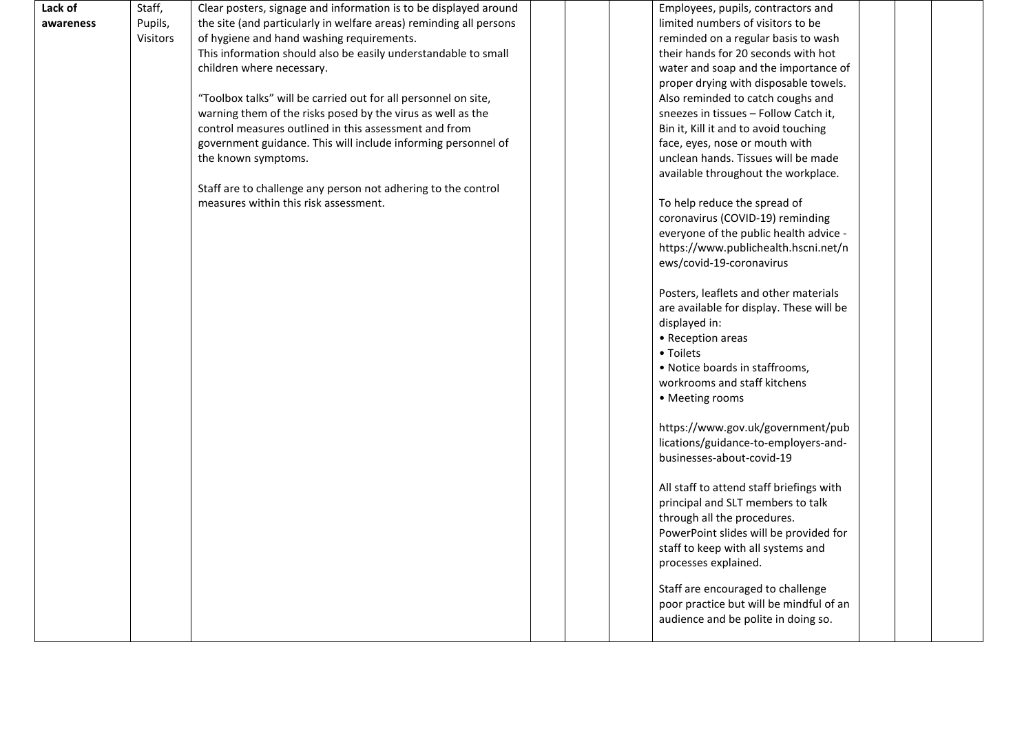| **Lack of awareness** | Staff, Pupils, Visitors | Clear posters, signage and information is to be displayed around the site (and particularly in welfare areas) reminding all persons of hygiene and hand washing requirements.<br>This information should also be easily understandable to small children where necessary.<br><br>"Toolbox talks" will be carried out for all personnel on site, warning them of the risks posed by the virus as well as the control measures outlined in this assessment and from government guidance. This will include informing personnel of the known symptoms.<br><br>Staff are to challenge any person not adhering to the control measures within this risk assessment. | | | | Employees, pupils, contractors and limited numbers of visitors to be reminded on a regular basis to wash their hands for 20 seconds with hot water and soap and the importance of proper drying with disposable towels. Also reminded to catch coughs and sneezes in tissues – Follow Catch it, Bin it, Kill it and to avoid touching face, eyes, nose or mouth with unclean hands. Tissues will be made available throughout the workplace.<br><br>To help reduce the spread of coronavirus (COVID-19) reminding everyone of the public health advice - https://www.publichealth.hscni.net/news/covid-19-coronavirus<br><br>Posters, leaflets and other materials are available for display. These will be displayed in:<br>• Reception areas<br>• Toilets<br>• Notice boards in staffrooms, workrooms and staff kitchens<br>• Meeting rooms<br><br>https://www.gov.uk/government/publications/guidance-to-employers-and-businesses-about-covid-19<br><br>All staff to attend staff briefings with principal and SLT members to talk through all the procedures. PowerPoint slides will be provided for staff to keep with all systems and processes explained.<br><br>Staff are encouraged to challenge poor practice but will be mindful of an audience and be polite in doing so. | | | |
|---|---|---|---|---|---|---|---|---|---|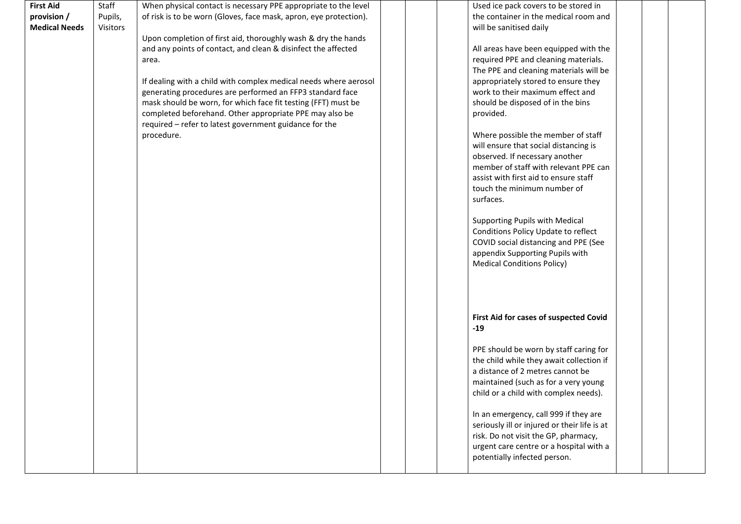| | | | | | | | | | |
|---|---|---|---|---|---|---|---|---|---|
| **First Aid provision / Medical Needs** | Staff Pupils, Visitors | When physical contact is necessary PPE appropriate to the level of risk is to be worn (Gloves, face mask, apron, eye protection).<br><br>Upon completion of first aid, thoroughly wash & dry the hands and any points of contact, and clean & disinfect the affected area.<br><br>If dealing with a child with complex medical needs where aerosol generating procedures are performed an FFP3 standard face mask should be worn, for which face fit testing (FFT) must be completed beforehand. Other appropriate PPE may also be required – refer to latest government guidance for the procedure. | | | | Used ice pack covers to be stored in the container in the medical room and will be sanitised daily<br><br>All areas have been equipped with the required PPE and cleaning materials. The PPE and cleaning materials will be appropriately stored to ensure they work to their maximum effect and should be disposed of in the bins provided.<br><br>Where possible the member of staff will ensure that social distancing is observed. If necessary another member of staff with relevant PPE can assist with first aid to ensure staff touch the minimum number of surfaces.<br><br>Supporting Pupils with Medical Conditions Policy Update to reflect COVID social distancing and PPE (See appendix Supporting Pupils with Medical Conditions Policy)<br><br>**First Aid for cases of suspected Covid -19**<br><br>PPE should be worn by staff caring for the child while they await collection if a distance of 2 metres cannot be maintained (such as for a very young child or a child with complex needs).<br><br>In an emergency, call 999 if they are seriously ill or injured or their life is at risk. Do not visit the GP, pharmacy, urgent care centre or a hospital with a potentially infected person. | | | |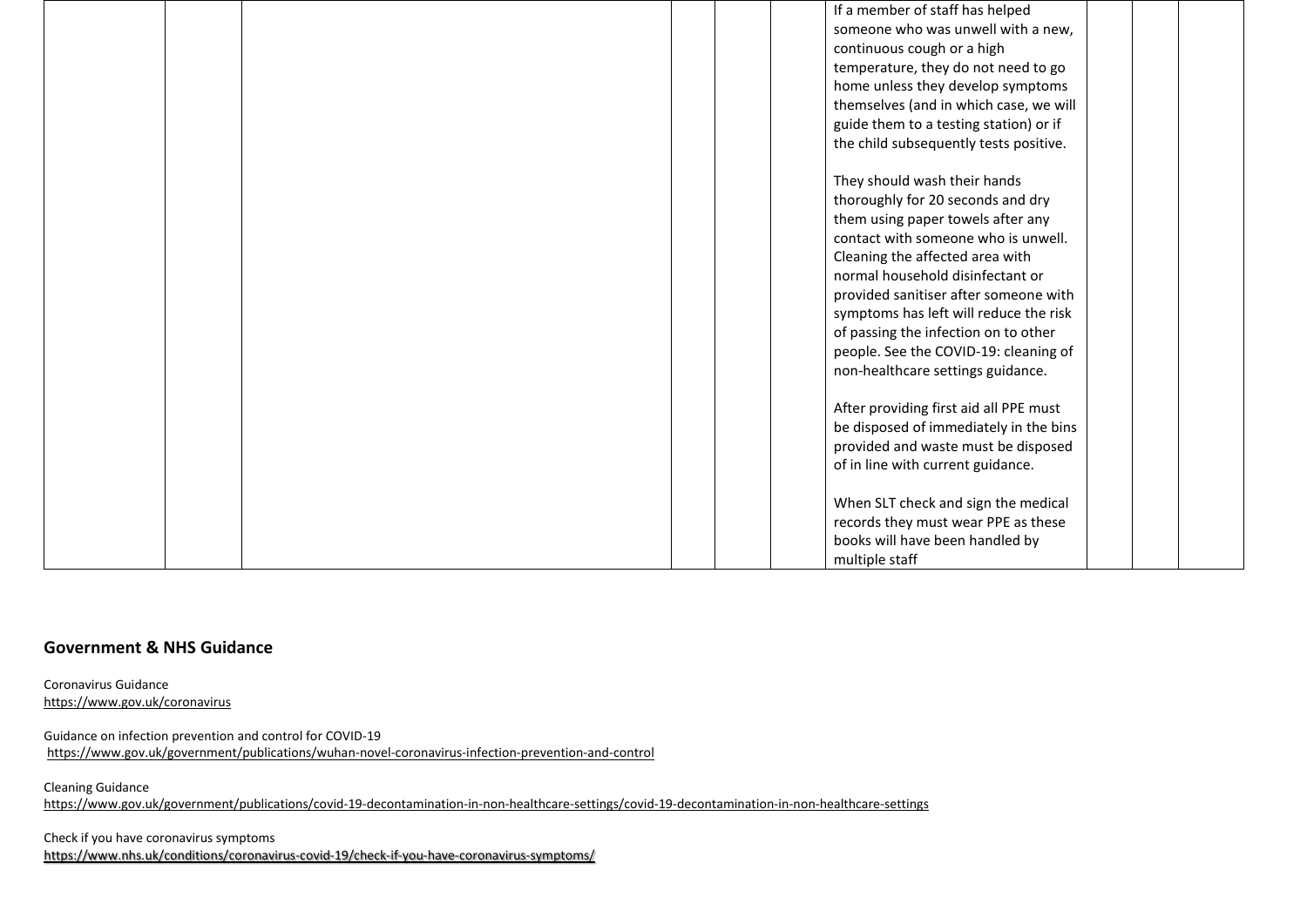| | | | | | | | | | |
|---|---|---|---|---|---|---|---|---|---|
| | | | | | | If a member of staff has helped someone who was unwell with a new, continuous cough or a high temperature, they do not need to go home unless they develop symptoms themselves (and in which case, we will guide them to a testing station) or if the child subsequently tests positive.<br><br>They should wash their hands thoroughly for 20 seconds and dry them using paper towels after any contact with someone who is unwell. Cleaning the affected area with normal household disinfectant or provided sanitiser after someone with symptoms has left will reduce the risk of passing the infection on to other people. See the COVID-19: cleaning of non-healthcare settings guidance.<br><br>After providing first aid all PPE must be disposed of immediately in the bins provided and waste must be disposed of in line with current guidance.<br><br>When SLT check and sign the medical records they must wear PPE as these books will have been handled by multiple staff | | | |

## Government & NHS Guidance

Coronavirus Guidance
https://www.gov.uk/coronavirus

Guidance on infection prevention and control for COVID-19
https://www.gov.uk/government/publications/wuhan-novel-coronavirus-infection-prevention-and-control

Cleaning Guidance
https://www.gov.uk/government/publications/covid-19-decontamination-in-non-healthcare-settings/covid-19-decontamination-in-non-healthcare-settings

Check if you have coronavirus symptoms
https://www.nhs.uk/conditions/coronavirus-covid-19/check-if-you-have-coronavirus-symptoms/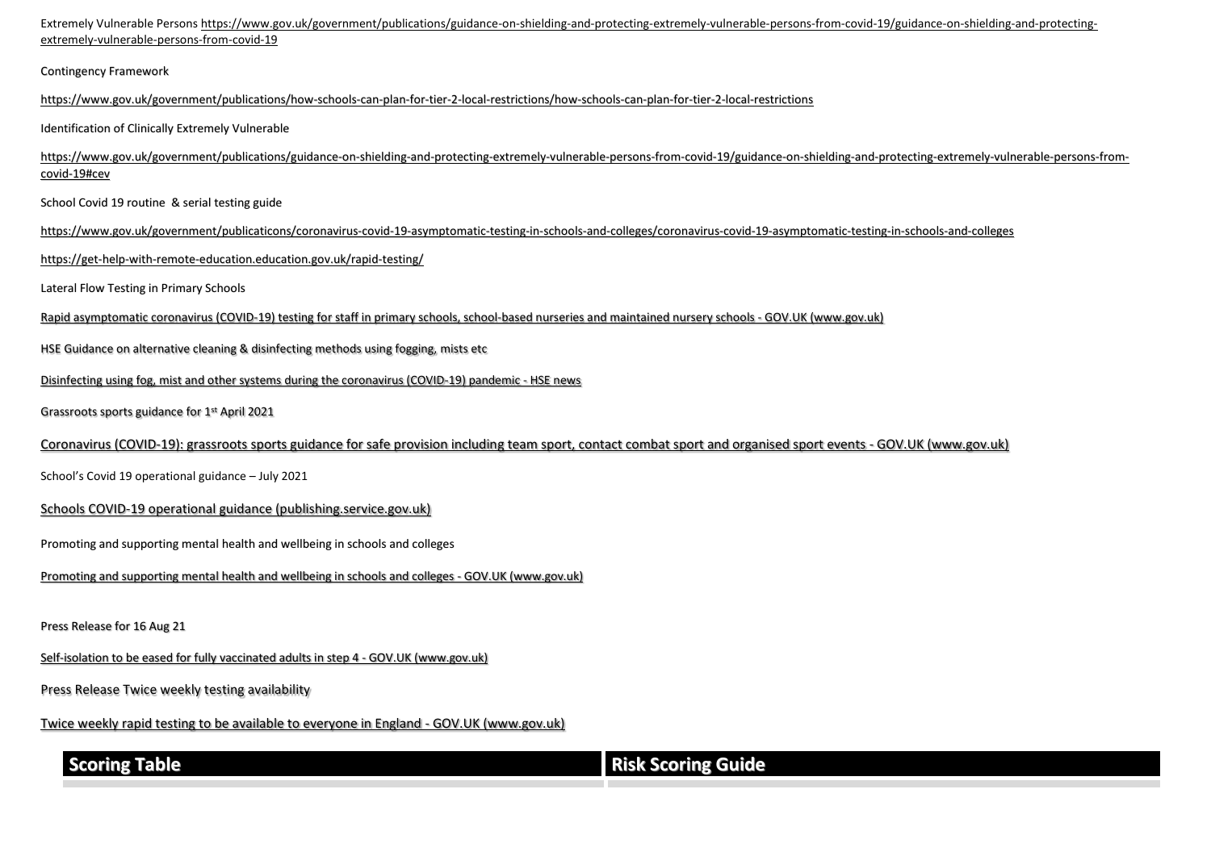Extremely Vulnerable Persons https://www.gov.uk/government/publications/guidance-on-shielding-and-protecting-extremely-vulnerable-persons-from-covid-19/guidance-on-shielding-and-protecting-extremely-vulnerable-persons-from-covid-19

Contingency Framework

https://www.gov.uk/government/publications/how-schools-can-plan-for-tier-2-local-restrictions/how-schools-can-plan-for-tier-2-local-restrictions

Identification of Clinically Extremely Vulnerable

https://www.gov.uk/government/publications/guidance-on-shielding-and-protecting-extremely-vulnerable-persons-from-covid-19/guidance-on-shielding-and-protecting-extremely-vulnerable-persons-from-covid-19#cev

School Covid 19 routine & serial testing guide

https://www.gov.uk/government/publicaticons/coronavirus-covid-19-asymptomatic-testing-in-schools-and-colleges/coronavirus-covid-19-asymptomatic-testing-in-schools-and-colleges

https://get-help-with-remote-education.education.gov.uk/rapid-testing/

Lateral Flow Testing in Primary Schools

Rapid asymptomatic coronavirus (COVID-19) testing for staff in primary schools, school-based nurseries and maintained nursery schools - GOV.UK (www.gov.uk)

HSE Guidance on alternative cleaning & disinfecting methods using fogging, mists etc

Disinfecting using fog, mist and other systems during the coronavirus (COVID-19) pandemic - HSE news

Grassroots sports guidance for 1st April 2021

Coronavirus (COVID-19): grassroots sports guidance for safe provision including team sport, contact combat sport and organised sport events - GOV.UK (www.gov.uk)

School's Covid 19 operational guidance – July 2021

Schools COVID-19 operational guidance (publishing.service.gov.uk)

Promoting and supporting mental health and wellbeing in schools and colleges

Promoting and supporting mental health and wellbeing in schools and colleges - GOV.UK (www.gov.uk)

Press Release for 16 Aug 21

Self-isolation to be eased for fully vaccinated adults in step 4 - GOV.UK (www.gov.uk)

Press Release Twice weekly testing availability

Twice weekly rapid testing to be available to everyone in England - GOV.UK (www.gov.uk)

| **Scoring Table** | **Risk Scoring Guide** |
| --- | --- |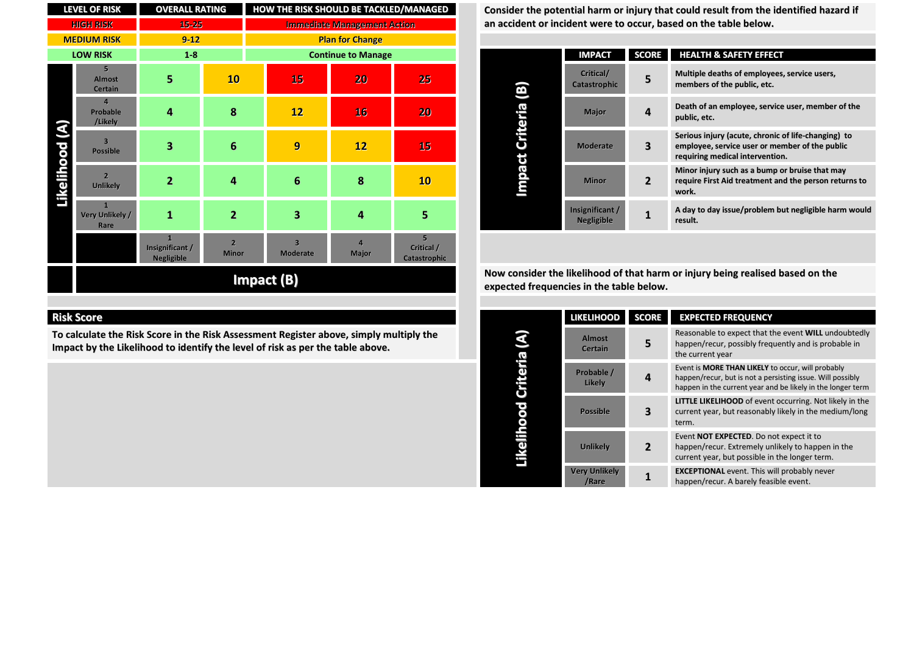| LEVEL OF RISK | OVERALL RATING | HOW THE RISK SHOULD BE TACKLED/MANAGED |
| --- | --- | --- |
| HIGH RISK | 15-25 | Immediate Management Action |
| MEDIUM RISK | 9-12 | Plan for Change |
| LOW RISK | 1-8 | Continue to Manage |

| Likelihood (A) | 1 Insignificant / Negligible | 2 Minor | 3 Moderate | 4 Major | 5 Critical / Catastrophic |
| --- | --- | --- | --- | --- | --- |
| 5 Almost Certain | 5 | 10 | 15 | 20 | 25 |
| 4 Probable /Likely | 4 | 8 | 12 | 16 | 20 |
| 3 Possible | 3 | 6 | 9 | 12 | 15 |
| 2 Unlikely | 2 | 4 | 6 | 8 | 10 |
| 1 Very Unlikely / Rare | 1 | 2 | 3 | 4 | 5 |

**Impact (B)**

## Risk Score

**To calculate the Risk Score in the Risk Assessment Register above, simply multiply the Impact by the Likelihood to identify the level of risk as per the table above.**

**Consider the potential harm or injury that could result from the identified hazard if an accident or incident were to occur, based on the table below.**

**Impact Criteria (B)**

| IMPACT | SCORE | HEALTH & SAFETY EFFECT |
| --- | --- | --- |
| Critical/ Catastrophic | 5 | **Multiple deaths of employees, service users, members of the public, etc.** |
| Major | 4 | **Death of an employee, service user, member of the public, etc.** |
| Moderate | 3 | **Serious injury (acute, chronic of life-changing) to employee, service user or member of the public requiring medical intervention.** |
| Minor | 2 | **Minor injury such as a bump or bruise that may require First Aid treatment and the person returns to work.** |
| Insignificant / Negligible | 1 | **A day to day issue/problem but negligible harm would result.** |

**Now consider the likelihood of that harm or injury being realised based on the expected frequencies in the table below.**

**Likelihood Criteria (A)**

| LIKELIHOOD | SCORE | EXPECTED FREQUENCY |
| --- | --- | --- |
| Almost Certain | 5 | Reasonable to expect that the event **WILL** undoubtedly happen/recur, possibly frequently and is probable in the current year |
| Probable / Likely | 4 | Event is **MORE THAN LIKELY** to occur, will probably happen/recur, but is not a persisting issue. Will possibly happen in the current year and be likely in the longer term |
| Possible | 3 | **LITTLE LIKELIHOOD** of event occurring. Not likely in the current year, but reasonably likely in the medium/long term. |
| Unlikely | 2 | Event **NOT EXPECTED**. Do not expect it to happen/recur. Extremely unlikely to happen in the current year, but possible in the longer term. |
| Very Unlikely /Rare | 1 | **EXCEPTIONAL** event. This will probably never happen/recur. A barely feasible event. |